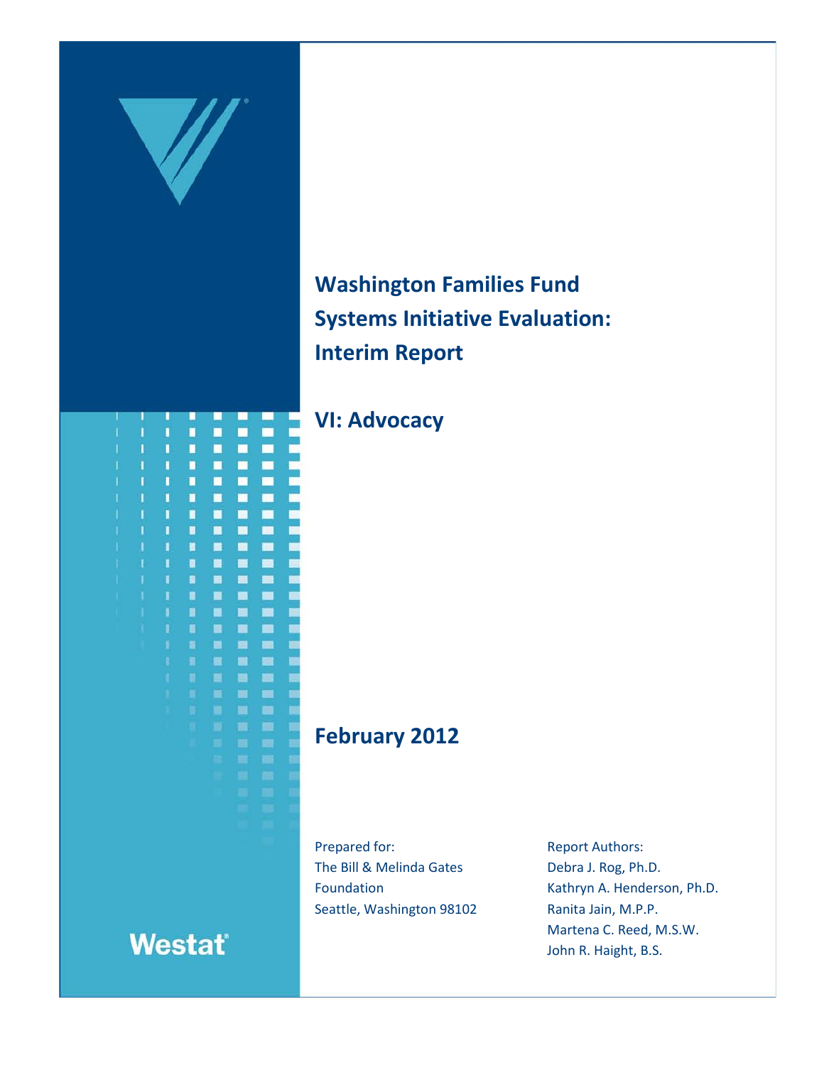# Washington Families Fund Systems Initiative Evaluation: Interim Report

## VI: Advocacy

## February 2012

Prepared for:
The Bill & Melinda Gates Foundation
Seattle, Washington 98102

Report Authors:
Debra J. Rog, Ph.D.
Kathryn A. Henderson, Ph.D.
Ranita Jain, M.P.P.
Martena C. Reed, M.S.W.
John R. Haight, B.S.

Westat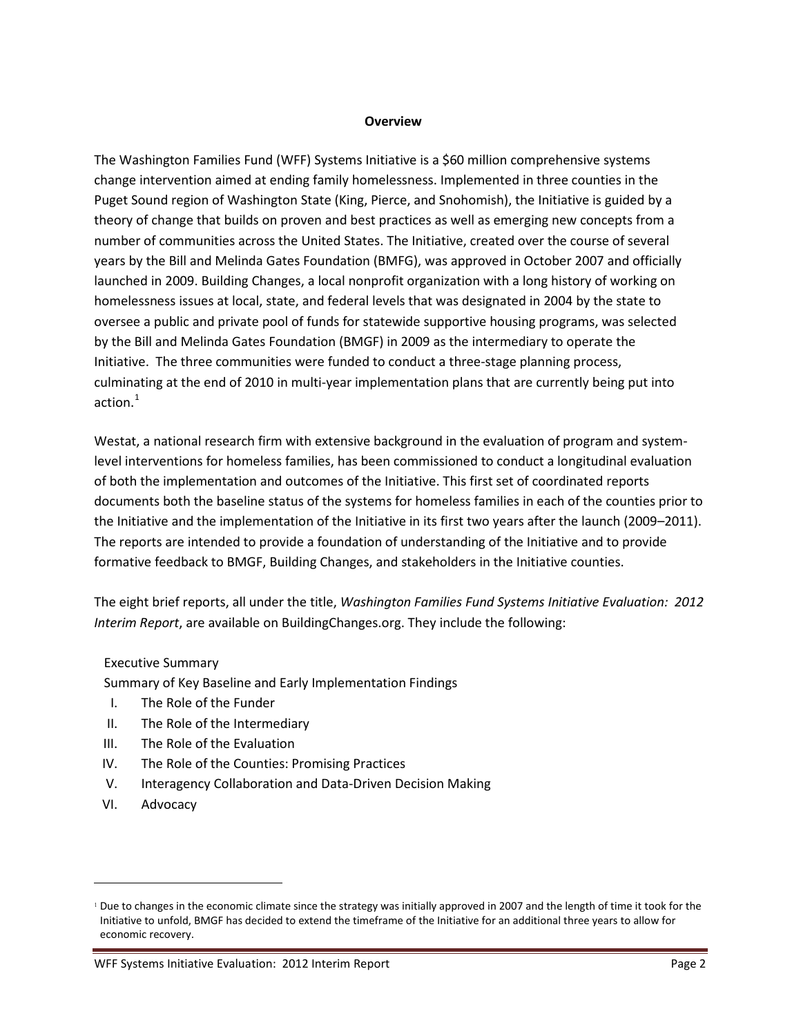## Overview

The Washington Families Fund (WFF) Systems Initiative is a $60 million comprehensive systems change intervention aimed at ending family homelessness. Implemented in three counties in the Puget Sound region of Washington State (King, Pierce, and Snohomish), the Initiative is guided by a theory of change that builds on proven and best practices as well as emerging new concepts from a number of communities across the United States. The Initiative, created over the course of several years by the Bill and Melinda Gates Foundation (BMFG), was approved in October 2007 and officially launched in 2009. Building Changes, a local nonprofit organization with a long history of working on homelessness issues at local, state, and federal levels that was designated in 2004 by the state to oversee a public and private pool of funds for statewide supportive housing programs, was selected by the Bill and Melinda Gates Foundation (BMGF) in 2009 as the intermediary to operate the Initiative. The three communities were funded to conduct a three-stage planning process, culminating at the end of 2010 in multi-year implementation plans that are currently being put into action.[1]

Westat, a national research firm with extensive background in the evaluation of program and system-level interventions for homeless families, has been commissioned to conduct a longitudinal evaluation of both the implementation and outcomes of the Initiative. This first set of coordinated reports documents both the baseline status of the systems for homeless families in each of the counties prior to the Initiative and the implementation of the Initiative in its first two years after the launch (2009–2011). The reports are intended to provide a foundation of understanding of the Initiative and to provide formative feedback to BMGF, Building Changes, and stakeholders in the Initiative counties.

The eight brief reports, all under the title, *Washington Families Fund Systems Initiative Evaluation: 2012 Interim Report*, are available on BuildingChanges.org. They include the following:

- Executive Summary
- Summary of Key Baseline and Early Implementation Findings
- I. The Role of the Funder
- II. The Role of the Intermediary
- III. The Role of the Evaluation
- IV. The Role of the Counties: Promising Practices
- V. Interagency Collaboration and Data-Driven Decision Making
- VI. Advocacy

---

[1] Due to changes in the economic climate since the strategy was initially approved in 2007 and the length of time it took for the Initiative to unfold, BMGF has decided to extend the timeframe of the Initiative for an additional three years to allow for economic recovery.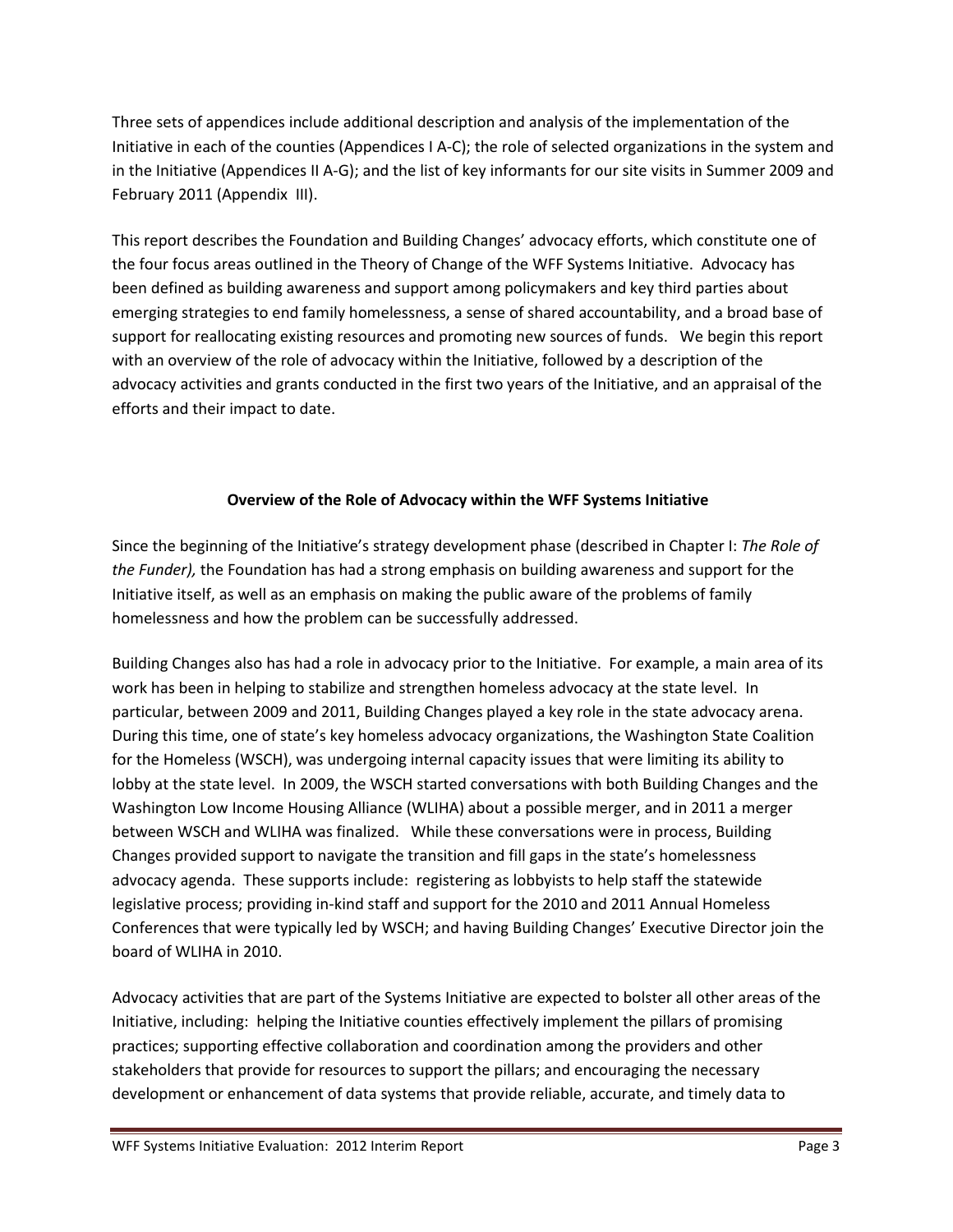Three sets of appendices include additional description and analysis of the implementation of the Initiative in each of the counties (Appendices I A-C); the role of selected organizations in the system and in the Initiative (Appendices II A-G); and the list of key informants for our site visits in Summer 2009 and February 2011 (Appendix III).

This report describes the Foundation and Building Changes' advocacy efforts, which constitute one of the four focus areas outlined in the Theory of Change of the WFF Systems Initiative. Advocacy has been defined as building awareness and support among policymakers and key third parties about emerging strategies to end family homelessness, a sense of shared accountability, and a broad base of support for reallocating existing resources and promoting new sources of funds. We begin this report with an overview of the role of advocacy within the Initiative, followed by a description of the advocacy activities and grants conducted in the first two years of the Initiative, and an appraisal of the efforts and their impact to date.

## Overview of the Role of Advocacy within the WFF Systems Initiative

Since the beginning of the Initiative's strategy development phase (described in Chapter I: *The Role of the Funder),* the Foundation has had a strong emphasis on building awareness and support for the Initiative itself, as well as an emphasis on making the public aware of the problems of family homelessness and how the problem can be successfully addressed.

Building Changes also has had a role in advocacy prior to the Initiative. For example, a main area of its work has been in helping to stabilize and strengthen homeless advocacy at the state level. In particular, between 2009 and 2011, Building Changes played a key role in the state advocacy arena. During this time, one of state's key homeless advocacy organizations, the Washington State Coalition for the Homeless (WSCH), was undergoing internal capacity issues that were limiting its ability to lobby at the state level. In 2009, the WSCH started conversations with both Building Changes and the Washington Low Income Housing Alliance (WLIHA) about a possible merger, and in 2011 a merger between WSCH and WLIHA was finalized. While these conversations were in process, Building Changes provided support to navigate the transition and fill gaps in the state's homelessness advocacy agenda. These supports include: registering as lobbyists to help staff the statewide legislative process; providing in-kind staff and support for the 2010 and 2011 Annual Homeless Conferences that were typically led by WSCH; and having Building Changes' Executive Director join the board of WLIHA in 2010.

Advocacy activities that are part of the Systems Initiative are expected to bolster all other areas of the Initiative, including: helping the Initiative counties effectively implement the pillars of promising practices; supporting effective collaboration and coordination among the providers and other stakeholders that provide for resources to support the pillars; and encouraging the necessary development or enhancement of data systems that provide reliable, accurate, and timely data to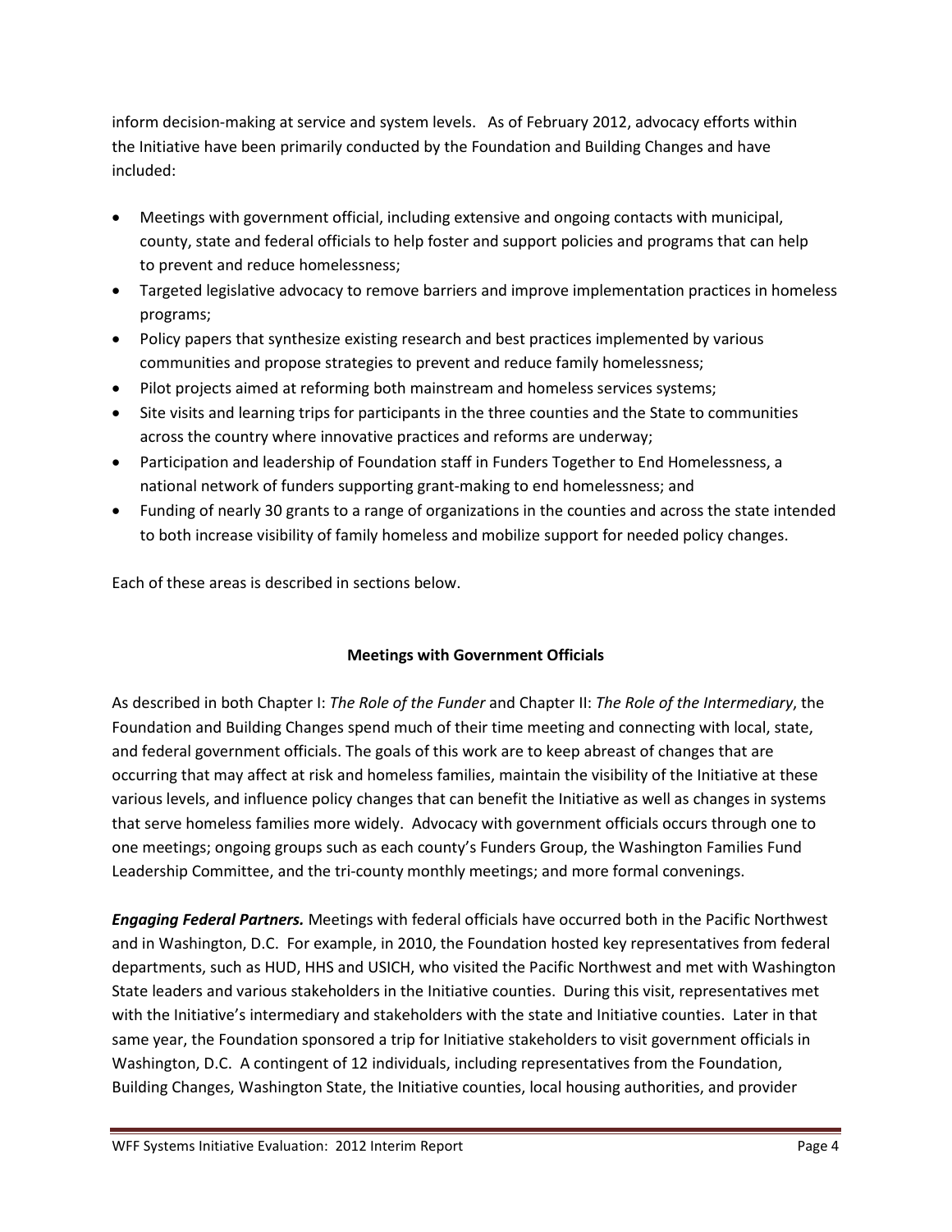inform decision-making at service and system levels. As of February 2012, advocacy efforts within the Initiative have been primarily conducted by the Foundation and Building Changes and have included:

- Meetings with government official, including extensive and ongoing contacts with municipal, county, state and federal officials to help foster and support policies and programs that can help to prevent and reduce homelessness;
- Targeted legislative advocacy to remove barriers and improve implementation practices in homeless programs;
- Policy papers that synthesize existing research and best practices implemented by various communities and propose strategies to prevent and reduce family homelessness;
- Pilot projects aimed at reforming both mainstream and homeless services systems;
- Site visits and learning trips for participants in the three counties and the State to communities across the country where innovative practices and reforms are underway;
- Participation and leadership of Foundation staff in Funders Together to End Homelessness, a national network of funders supporting grant-making to end homelessness; and
- Funding of nearly 30 grants to a range of organizations in the counties and across the state intended to both increase visibility of family homeless and mobilize support for needed policy changes.

Each of these areas is described in sections below.

### Meetings with Government Officials

As described in both Chapter I: *The Role of the Funder* and Chapter II: *The Role of the Intermediary*, the Foundation and Building Changes spend much of their time meeting and connecting with local, state, and federal government officials. The goals of this work are to keep abreast of changes that are occurring that may affect at risk and homeless families, maintain the visibility of the Initiative at these various levels, and influence policy changes that can benefit the Initiative as well as changes in systems that serve homeless families more widely. Advocacy with government officials occurs through one to one meetings; ongoing groups such as each county's Funders Group, the Washington Families Fund Leadership Committee, and the tri-county monthly meetings; and more formal convenings.

***Engaging Federal Partners.*** Meetings with federal officials have occurred both in the Pacific Northwest and in Washington, D.C. For example, in 2010, the Foundation hosted key representatives from federal departments, such as HUD, HHS and USICH, who visited the Pacific Northwest and met with Washington State leaders and various stakeholders in the Initiative counties. During this visit, representatives met with the Initiative's intermediary and stakeholders with the state and Initiative counties. Later in that same year, the Foundation sponsored a trip for Initiative stakeholders to visit government officials in Washington, D.C. A contingent of 12 individuals, including representatives from the Foundation, Building Changes, Washington State, the Initiative counties, local housing authorities, and provider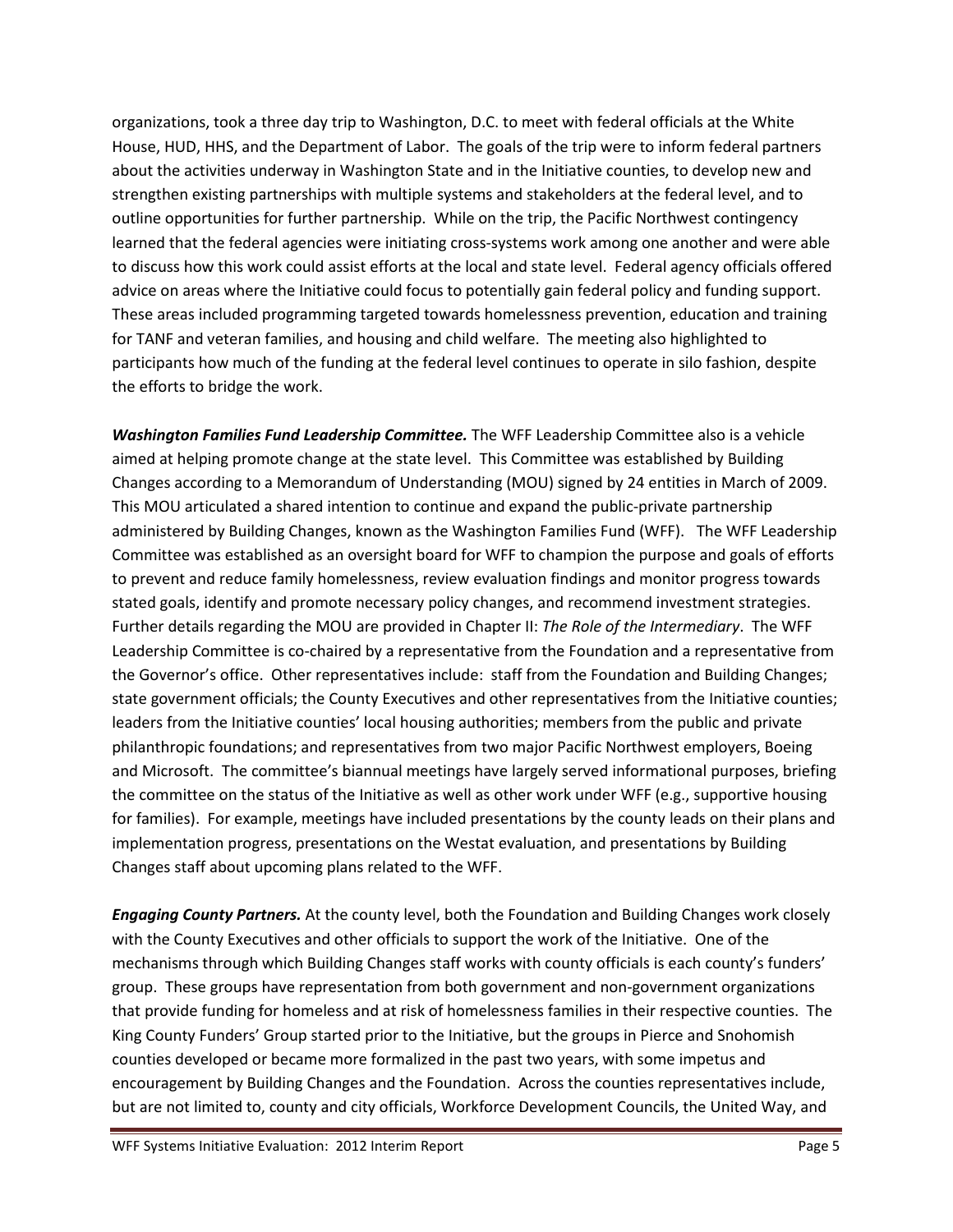organizations, took a three day trip to Washington, D.C. to meet with federal officials at the White House, HUD, HHS, and the Department of Labor. The goals of the trip were to inform federal partners about the activities underway in Washington State and in the Initiative counties, to develop new and strengthen existing partnerships with multiple systems and stakeholders at the federal level, and to outline opportunities for further partnership. While on the trip, the Pacific Northwest contingency learned that the federal agencies were initiating cross-systems work among one another and were able to discuss how this work could assist efforts at the local and state level. Federal agency officials offered advice on areas where the Initiative could focus to potentially gain federal policy and funding support. These areas included programming targeted towards homelessness prevention, education and training for TANF and veteran families, and housing and child welfare. The meeting also highlighted to participants how much of the funding at the federal level continues to operate in silo fashion, despite the efforts to bridge the work.

***Washington Families Fund Leadership Committee.*** The WFF Leadership Committee also is a vehicle aimed at helping promote change at the state level. This Committee was established by Building Changes according to a Memorandum of Understanding (MOU) signed by 24 entities in March of 2009. This MOU articulated a shared intention to continue and expand the public-private partnership administered by Building Changes, known as the Washington Families Fund (WFF). The WFF Leadership Committee was established as an oversight board for WFF to champion the purpose and goals of efforts to prevent and reduce family homelessness, review evaluation findings and monitor progress towards stated goals, identify and promote necessary policy changes, and recommend investment strategies. Further details regarding the MOU are provided in Chapter II: *The Role of the Intermediary*. The WFF Leadership Committee is co-chaired by a representative from the Foundation and a representative from the Governor's office. Other representatives include: staff from the Foundation and Building Changes; state government officials; the County Executives and other representatives from the Initiative counties; leaders from the Initiative counties' local housing authorities; members from the public and private philanthropic foundations; and representatives from two major Pacific Northwest employers, Boeing and Microsoft. The committee's biannual meetings have largely served informational purposes, briefing the committee on the status of the Initiative as well as other work under WFF (e.g., supportive housing for families). For example, meetings have included presentations by the county leads on their plans and implementation progress, presentations on the Westat evaluation, and presentations by Building Changes staff about upcoming plans related to the WFF.

***Engaging County Partners.*** At the county level, both the Foundation and Building Changes work closely with the County Executives and other officials to support the work of the Initiative. One of the mechanisms through which Building Changes staff works with county officials is each county's funders' group. These groups have representation from both government and non-government organizations that provide funding for homeless and at risk of homelessness families in their respective counties. The King County Funders' Group started prior to the Initiative, but the groups in Pierce and Snohomish counties developed or became more formalized in the past two years, with some impetus and encouragement by Building Changes and the Foundation. Across the counties representatives include, but are not limited to, county and city officials, Workforce Development Councils, the United Way, and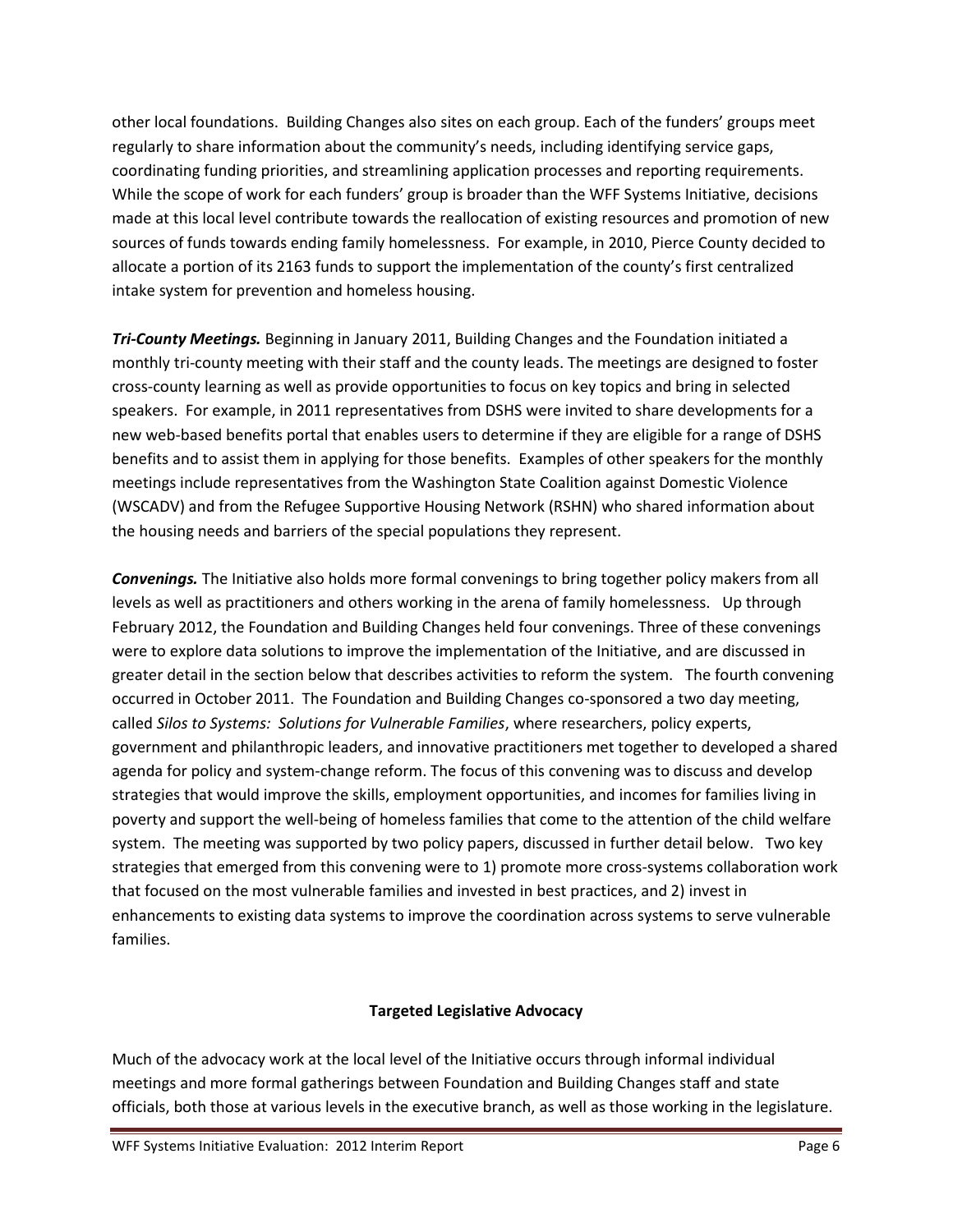other local foundations. Building Changes also sites on each group. Each of the funders' groups meet regularly to share information about the community's needs, including identifying service gaps, coordinating funding priorities, and streamlining application processes and reporting requirements. While the scope of work for each funders' group is broader than the WFF Systems Initiative, decisions made at this local level contribute towards the reallocation of existing resources and promotion of new sources of funds towards ending family homelessness. For example, in 2010, Pierce County decided to allocate a portion of its 2163 funds to support the implementation of the county's first centralized intake system for prevention and homeless housing.

***Tri-County Meetings.*** Beginning in January 2011, Building Changes and the Foundation initiated a monthly tri-county meeting with their staff and the county leads. The meetings are designed to foster cross-county learning as well as provide opportunities to focus on key topics and bring in selected speakers. For example, in 2011 representatives from DSHS were invited to share developments for a new web-based benefits portal that enables users to determine if they are eligible for a range of DSHS benefits and to assist them in applying for those benefits. Examples of other speakers for the monthly meetings include representatives from the Washington State Coalition against Domestic Violence (WSCADV) and from the Refugee Supportive Housing Network (RSHN) who shared information about the housing needs and barriers of the special populations they represent.

***Convenings.*** The Initiative also holds more formal convenings to bring together policy makers from all levels as well as practitioners and others working in the arena of family homelessness. Up through February 2012, the Foundation and Building Changes held four convenings. Three of these convenings were to explore data solutions to improve the implementation of the Initiative, and are discussed in greater detail in the section below that describes activities to reform the system. The fourth convening occurred in October 2011. The Foundation and Building Changes co-sponsored a two day meeting, called *Silos to Systems: Solutions for Vulnerable Families*, where researchers, policy experts, government and philanthropic leaders, and innovative practitioners met together to developed a shared agenda for policy and system-change reform. The focus of this convening was to discuss and develop strategies that would improve the skills, employment opportunities, and incomes for families living in poverty and support the well-being of homeless families that come to the attention of the child welfare system. The meeting was supported by two policy papers, discussed in further detail below. Two key strategies that emerged from this convening were to 1) promote more cross-systems collaboration work that focused on the most vulnerable families and invested in best practices, and 2) invest in enhancements to existing data systems to improve the coordination across systems to serve vulnerable families.

**Targeted Legislative Advocacy**

Much of the advocacy work at the local level of the Initiative occurs through informal individual meetings and more formal gatherings between Foundation and Building Changes staff and state officials, both those at various levels in the executive branch, as well as those working in the legislature.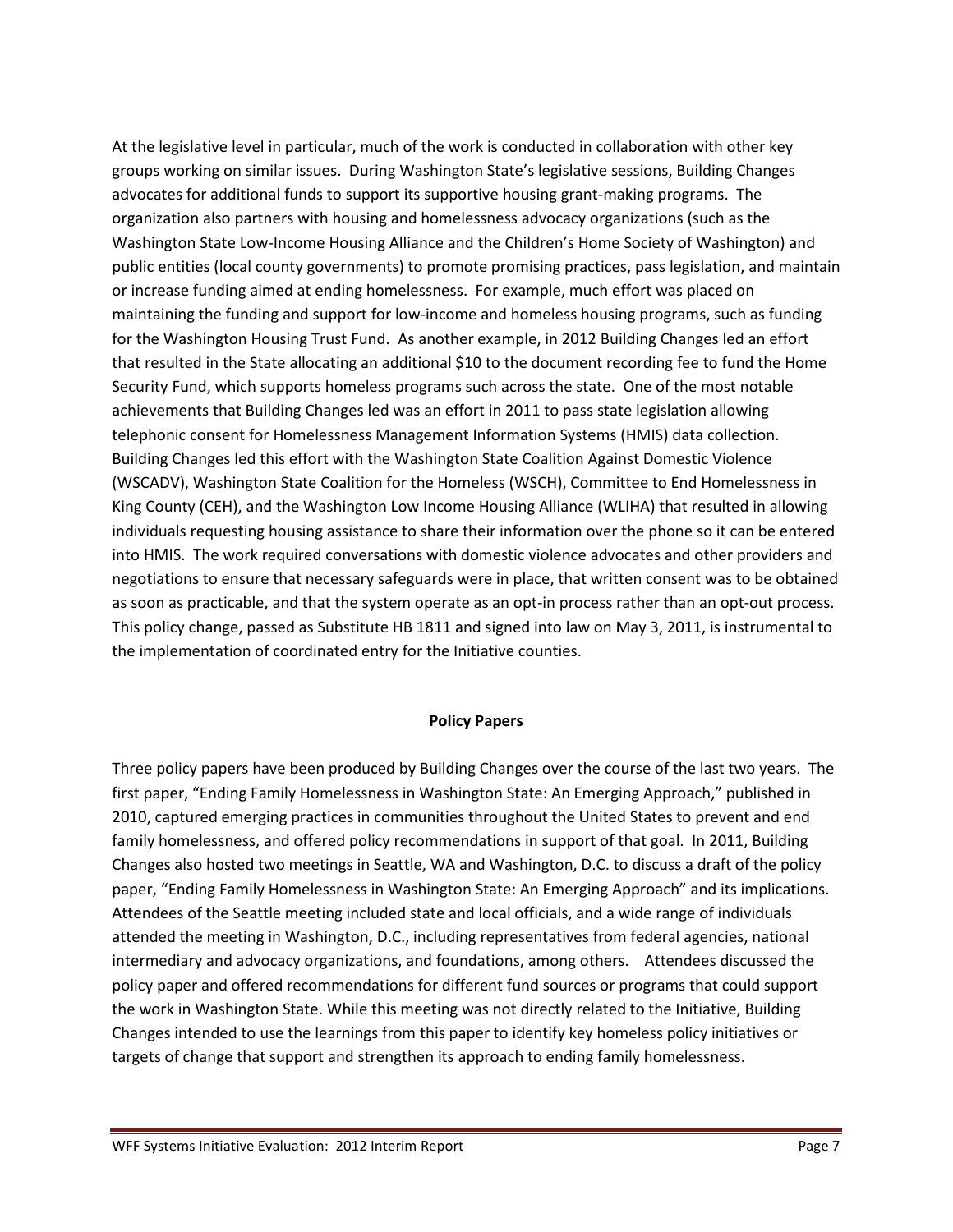At the legislative level in particular, much of the work is conducted in collaboration with other key groups working on similar issues. During Washington State's legislative sessions, Building Changes advocates for additional funds to support its supportive housing grant-making programs. The organization also partners with housing and homelessness advocacy organizations (such as the Washington State Low-Income Housing Alliance and the Children's Home Society of Washington) and public entities (local county governments) to promote promising practices, pass legislation, and maintain or increase funding aimed at ending homelessness. For example, much effort was placed on maintaining the funding and support for low-income and homeless housing programs, such as funding for the Washington Housing Trust Fund. As another example, in 2012 Building Changes led an effort that resulted in the State allocating an additional $10 to the document recording fee to fund the Home Security Fund, which supports homeless programs such across the state. One of the most notable achievements that Building Changes led was an effort in 2011 to pass state legislation allowing telephonic consent for Homelessness Management Information Systems (HMIS) data collection. Building Changes led this effort with the Washington State Coalition Against Domestic Violence (WSCADV), Washington State Coalition for the Homeless (WSCH), Committee to End Homelessness in King County (CEH), and the Washington Low Income Housing Alliance (WLIHA) that resulted in allowing individuals requesting housing assistance to share their information over the phone so it can be entered into HMIS. The work required conversations with domestic violence advocates and other providers and negotiations to ensure that necessary safeguards were in place, that written consent was to be obtained as soon as practicable, and that the system operate as an opt-in process rather than an opt-out process. This policy change, passed as Substitute HB 1811 and signed into law on May 3, 2011, is instrumental to the implementation of coordinated entry for the Initiative counties.

### Policy Papers

Three policy papers have been produced by Building Changes over the course of the last two years. The first paper, "Ending Family Homelessness in Washington State: An Emerging Approach," published in 2010, captured emerging practices in communities throughout the United States to prevent and end family homelessness, and offered policy recommendations in support of that goal. In 2011, Building Changes also hosted two meetings in Seattle, WA and Washington, D.C. to discuss a draft of the policy paper, "Ending Family Homelessness in Washington State: An Emerging Approach" and its implications. Attendees of the Seattle meeting included state and local officials, and a wide range of individuals attended the meeting in Washington, D.C., including representatives from federal agencies, national intermediary and advocacy organizations, and foundations, among others. Attendees discussed the policy paper and offered recommendations for different fund sources or programs that could support the work in Washington State. While this meeting was not directly related to the Initiative, Building Changes intended to use the learnings from this paper to identify key homeless policy initiatives or targets of change that support and strengthen its approach to ending family homelessness.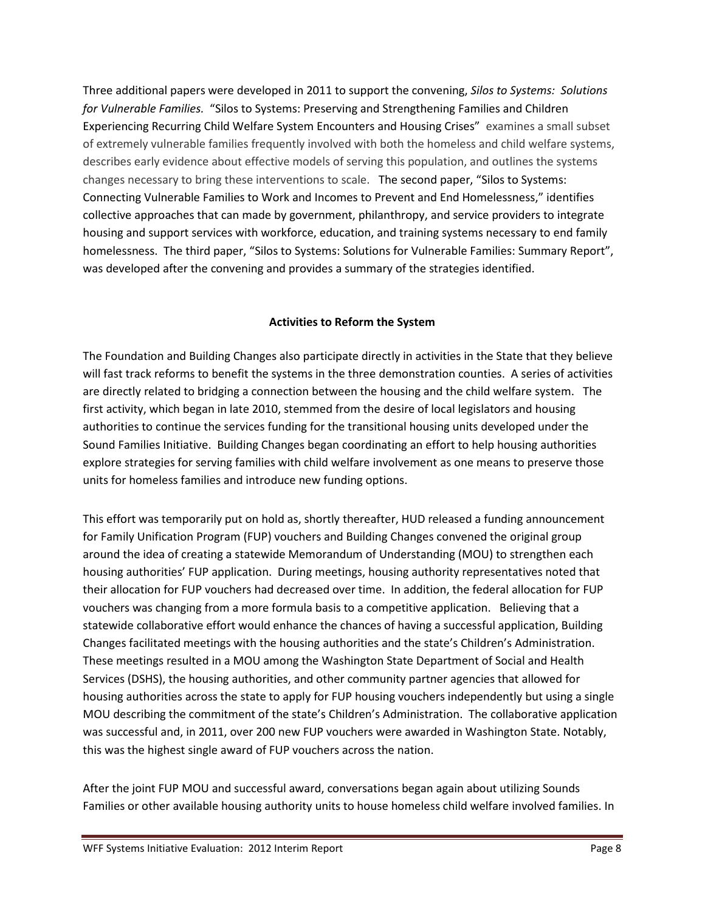Three additional papers were developed in 2011 to support the convening, *Silos to Systems: Solutions for Vulnerable Families.* "Silos to Systems: Preserving and Strengthening Families and Children Experiencing Recurring Child Welfare System Encounters and Housing Crises" examines a small subset of extremely vulnerable families frequently involved with both the homeless and child welfare systems, describes early evidence about effective models of serving this population, and outlines the systems changes necessary to bring these interventions to scale. The second paper, "Silos to Systems: Connecting Vulnerable Families to Work and Incomes to Prevent and End Homelessness," identifies collective approaches that can made by government, philanthropy, and service providers to integrate housing and support services with workforce, education, and training systems necessary to end family homelessness. The third paper, "Silos to Systems: Solutions for Vulnerable Families: Summary Report", was developed after the convening and provides a summary of the strategies identified.

**Activities to Reform the System**

The Foundation and Building Changes also participate directly in activities in the State that they believe will fast track reforms to benefit the systems in the three demonstration counties. A series of activities are directly related to bridging a connection between the housing and the child welfare system. The first activity, which began in late 2010, stemmed from the desire of local legislators and housing authorities to continue the services funding for the transitional housing units developed under the Sound Families Initiative. Building Changes began coordinating an effort to help housing authorities explore strategies for serving families with child welfare involvement as one means to preserve those units for homeless families and introduce new funding options.

This effort was temporarily put on hold as, shortly thereafter, HUD released a funding announcement for Family Unification Program (FUP) vouchers and Building Changes convened the original group around the idea of creating a statewide Memorandum of Understanding (MOU) to strengthen each housing authorities' FUP application. During meetings, housing authority representatives noted that their allocation for FUP vouchers had decreased over time. In addition, the federal allocation for FUP vouchers was changing from a more formula basis to a competitive application. Believing that a statewide collaborative effort would enhance the chances of having a successful application, Building Changes facilitated meetings with the housing authorities and the state's Children's Administration. These meetings resulted in a MOU among the Washington State Department of Social and Health Services (DSHS), the housing authorities, and other community partner agencies that allowed for housing authorities across the state to apply for FUP housing vouchers independently but using a single MOU describing the commitment of the state's Children's Administration. The collaborative application was successful and, in 2011, over 200 new FUP vouchers were awarded in Washington State. Notably, this was the highest single award of FUP vouchers across the nation.

After the joint FUP MOU and successful award, conversations began again about utilizing Sounds Families or other available housing authority units to house homeless child welfare involved families. In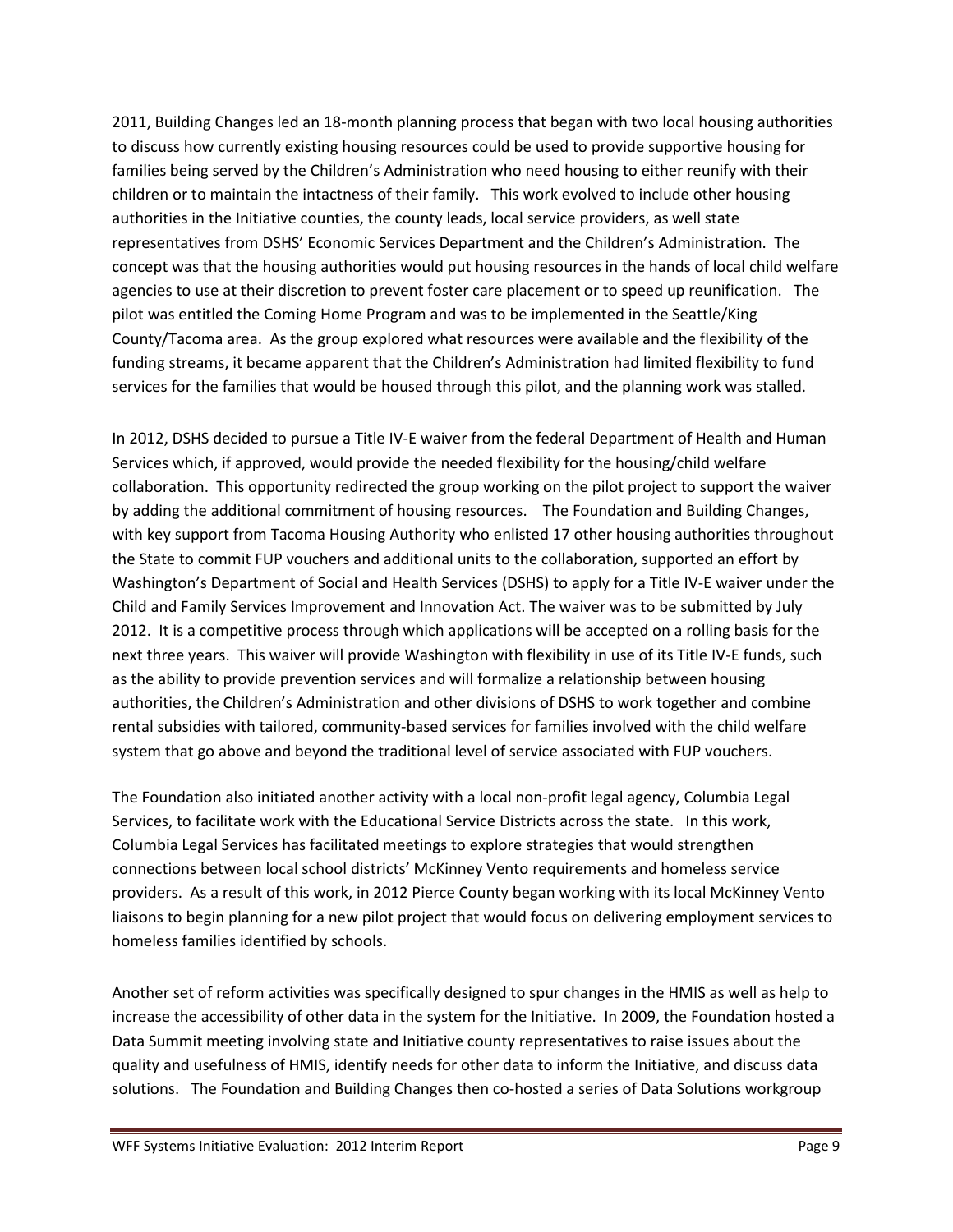2011, Building Changes led an 18-month planning process that began with two local housing authorities to discuss how currently existing housing resources could be used to provide supportive housing for families being served by the Children's Administration who need housing to either reunify with their children or to maintain the intactness of their family. This work evolved to include other housing authorities in the Initiative counties, the county leads, local service providers, as well state representatives from DSHS' Economic Services Department and the Children's Administration. The concept was that the housing authorities would put housing resources in the hands of local child welfare agencies to use at their discretion to prevent foster care placement or to speed up reunification. The pilot was entitled the Coming Home Program and was to be implemented in the Seattle/King County/Tacoma area. As the group explored what resources were available and the flexibility of the funding streams, it became apparent that the Children's Administration had limited flexibility to fund services for the families that would be housed through this pilot, and the planning work was stalled.

In 2012, DSHS decided to pursue a Title IV-E waiver from the federal Department of Health and Human Services which, if approved, would provide the needed flexibility for the housing/child welfare collaboration. This opportunity redirected the group working on the pilot project to support the waiver by adding the additional commitment of housing resources. The Foundation and Building Changes, with key support from Tacoma Housing Authority who enlisted 17 other housing authorities throughout the State to commit FUP vouchers and additional units to the collaboration, supported an effort by Washington's Department of Social and Health Services (DSHS) to apply for a Title IV-E waiver under the Child and Family Services Improvement and Innovation Act. The waiver was to be submitted by July 2012. It is a competitive process through which applications will be accepted on a rolling basis for the next three years. This waiver will provide Washington with flexibility in use of its Title IV-E funds, such as the ability to provide prevention services and will formalize a relationship between housing authorities, the Children's Administration and other divisions of DSHS to work together and combine rental subsidies with tailored, community-based services for families involved with the child welfare system that go above and beyond the traditional level of service associated with FUP vouchers.

The Foundation also initiated another activity with a local non-profit legal agency, Columbia Legal Services, to facilitate work with the Educational Service Districts across the state. In this work, Columbia Legal Services has facilitated meetings to explore strategies that would strengthen connections between local school districts' McKinney Vento requirements and homeless service providers. As a result of this work, in 2012 Pierce County began working with its local McKinney Vento liaisons to begin planning for a new pilot project that would focus on delivering employment services to homeless families identified by schools.

Another set of reform activities was specifically designed to spur changes in the HMIS as well as help to increase the accessibility of other data in the system for the Initiative. In 2009, the Foundation hosted a Data Summit meeting involving state and Initiative county representatives to raise issues about the quality and usefulness of HMIS, identify needs for other data to inform the Initiative, and discuss data solutions. The Foundation and Building Changes then co-hosted a series of Data Solutions workgroup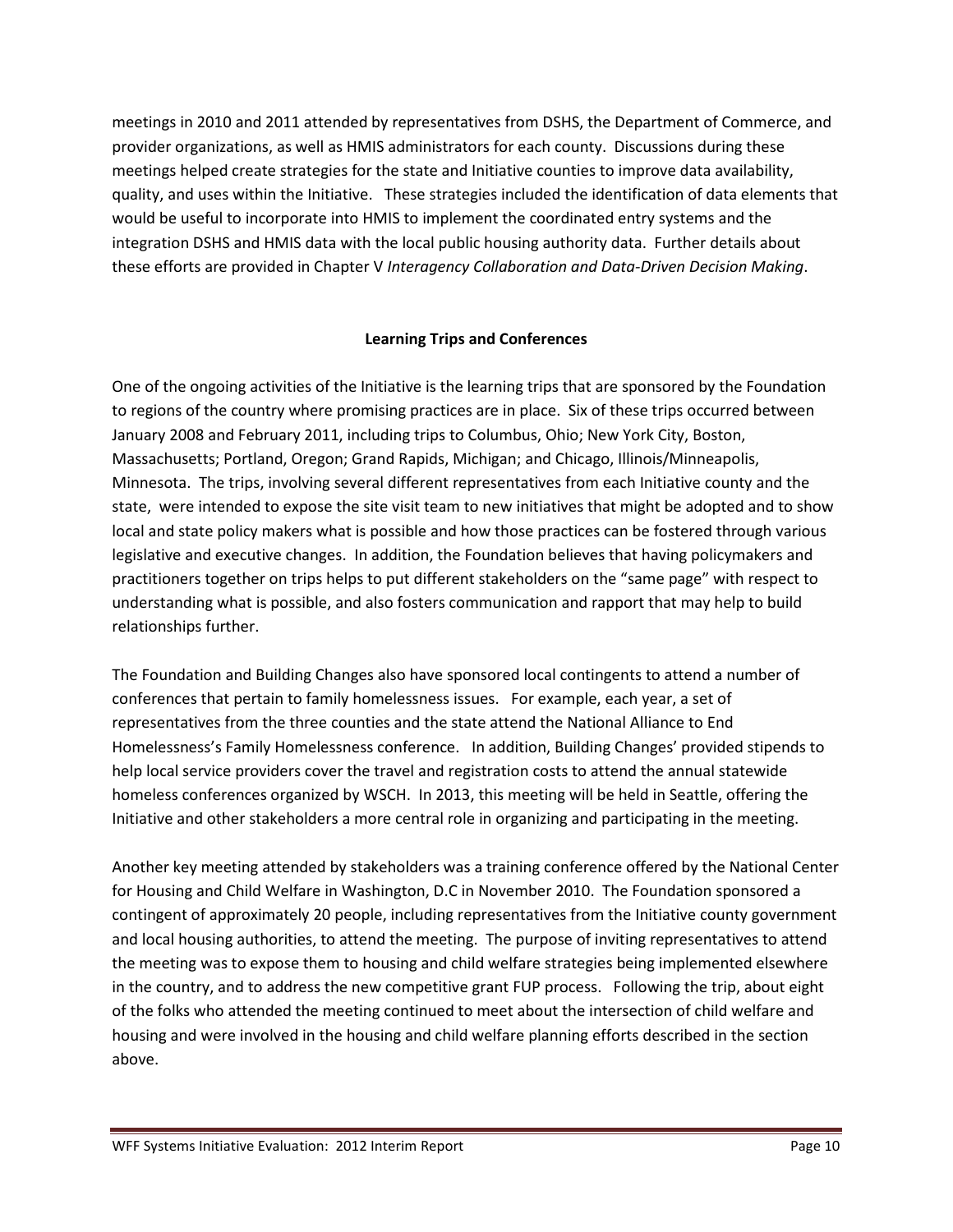meetings in 2010 and 2011 attended by representatives from DSHS, the Department of Commerce, and provider organizations, as well as HMIS administrators for each county. Discussions during these meetings helped create strategies for the state and Initiative counties to improve data availability, quality, and uses within the Initiative. These strategies included the identification of data elements that would be useful to incorporate into HMIS to implement the coordinated entry systems and the integration DSHS and HMIS data with the local public housing authority data. Further details about these efforts are provided in Chapter V *Interagency Collaboration and Data-Driven Decision Making*.

### Learning Trips and Conferences

One of the ongoing activities of the Initiative is the learning trips that are sponsored by the Foundation to regions of the country where promising practices are in place. Six of these trips occurred between January 2008 and February 2011, including trips to Columbus, Ohio; New York City, Boston, Massachusetts; Portland, Oregon; Grand Rapids, Michigan; and Chicago, Illinois/Minneapolis, Minnesota. The trips, involving several different representatives from each Initiative county and the state, were intended to expose the site visit team to new initiatives that might be adopted and to show local and state policy makers what is possible and how those practices can be fostered through various legislative and executive changes. In addition, the Foundation believes that having policymakers and practitioners together on trips helps to put different stakeholders on the "same page" with respect to understanding what is possible, and also fosters communication and rapport that may help to build relationships further.

The Foundation and Building Changes also have sponsored local contingents to attend a number of conferences that pertain to family homelessness issues. For example, each year, a set of representatives from the three counties and the state attend the National Alliance to End Homelessness's Family Homelessness conference. In addition, Building Changes' provided stipends to help local service providers cover the travel and registration costs to attend the annual statewide homeless conferences organized by WSCH. In 2013, this meeting will be held in Seattle, offering the Initiative and other stakeholders a more central role in organizing and participating in the meeting.

Another key meeting attended by stakeholders was a training conference offered by the National Center for Housing and Child Welfare in Washington, D.C in November 2010. The Foundation sponsored a contingent of approximately 20 people, including representatives from the Initiative county government and local housing authorities, to attend the meeting. The purpose of inviting representatives to attend the meeting was to expose them to housing and child welfare strategies being implemented elsewhere in the country, and to address the new competitive grant FUP process. Following the trip, about eight of the folks who attended the meeting continued to meet about the intersection of child welfare and housing and were involved in the housing and child welfare planning efforts described in the section above.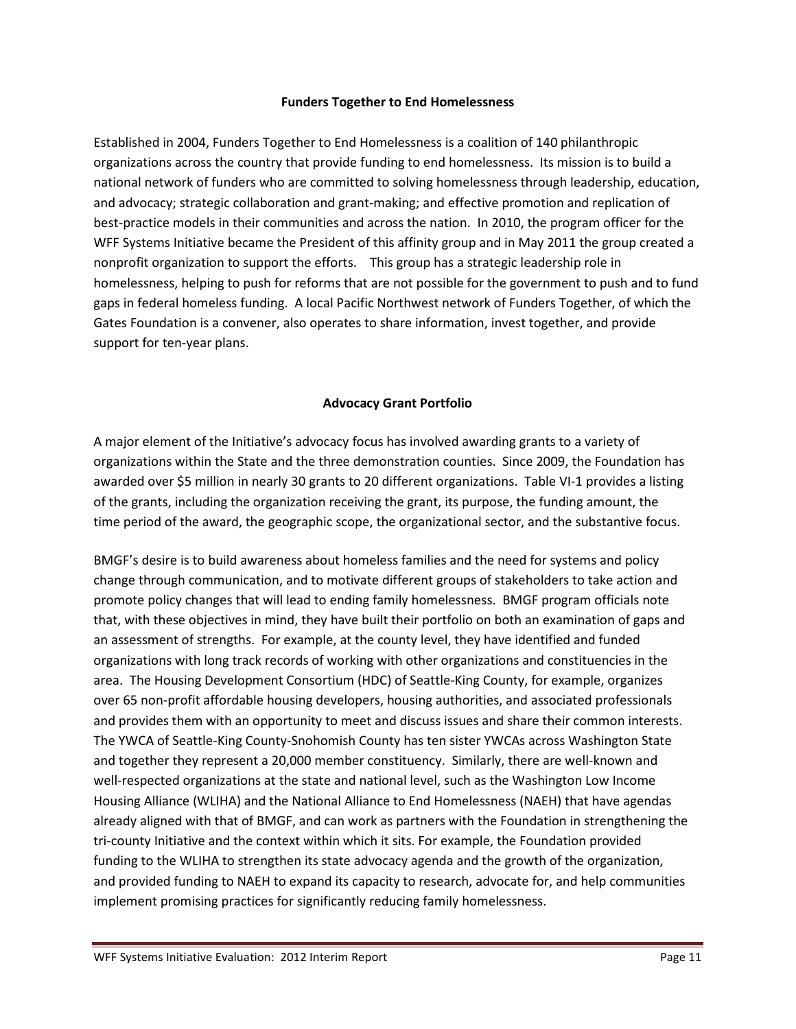## Funders Together to End Homelessness

Established in 2004, Funders Together to End Homelessness is a coalition of 140 philanthropic organizations across the country that provide funding to end homelessness. Its mission is to build a national network of funders who are committed to solving homelessness through leadership, education, and advocacy; strategic collaboration and grant-making; and effective promotion and replication of best-practice models in their communities and across the nation. In 2010, the program officer for the WFF Systems Initiative became the President of this affinity group and in May 2011 the group created a nonprofit organization to support the efforts. This group has a strategic leadership role in homelessness, helping to push for reforms that are not possible for the government to push and to fund gaps in federal homeless funding. A local Pacific Northwest network of Funders Together, of which the Gates Foundation is a convener, also operates to share information, invest together, and provide support for ten-year plans.

## Advocacy Grant Portfolio

A major element of the Initiative's advocacy focus has involved awarding grants to a variety of organizations within the State and the three demonstration counties. Since 2009, the Foundation has awarded over $5 million in nearly 30 grants to 20 different organizations. Table VI-1 provides a listing of the grants, including the organization receiving the grant, its purpose, the funding amount, the time period of the award, the geographic scope, the organizational sector, and the substantive focus.

BMGF's desire is to build awareness about homeless families and the need for systems and policy change through communication, and to motivate different groups of stakeholders to take action and promote policy changes that will lead to ending family homelessness. BMGF program officials note that, with these objectives in mind, they have built their portfolio on both an examination of gaps and an assessment of strengths. For example, at the county level, they have identified and funded organizations with long track records of working with other organizations and constituencies in the area. The Housing Development Consortium (HDC) of Seattle-King County, for example, organizes over 65 non-profit affordable housing developers, housing authorities, and associated professionals and provides them with an opportunity to meet and discuss issues and share their common interests. The YWCA of Seattle-King County-Snohomish County has ten sister YWCAs across Washington State and together they represent a 20,000 member constituency. Similarly, there are well-known and well-respected organizations at the state and national level, such as the Washington Low Income Housing Alliance (WLIHA) and the National Alliance to End Homelessness (NAEH) that have agendas already aligned with that of BMGF, and can work as partners with the Foundation in strengthening the tri-county Initiative and the context within which it sits. For example, the Foundation provided funding to the WLIHA to strengthen its state advocacy agenda and the growth of the organization, and provided funding to NAEH to expand its capacity to research, advocate for, and help communities implement promising practices for significantly reducing family homelessness.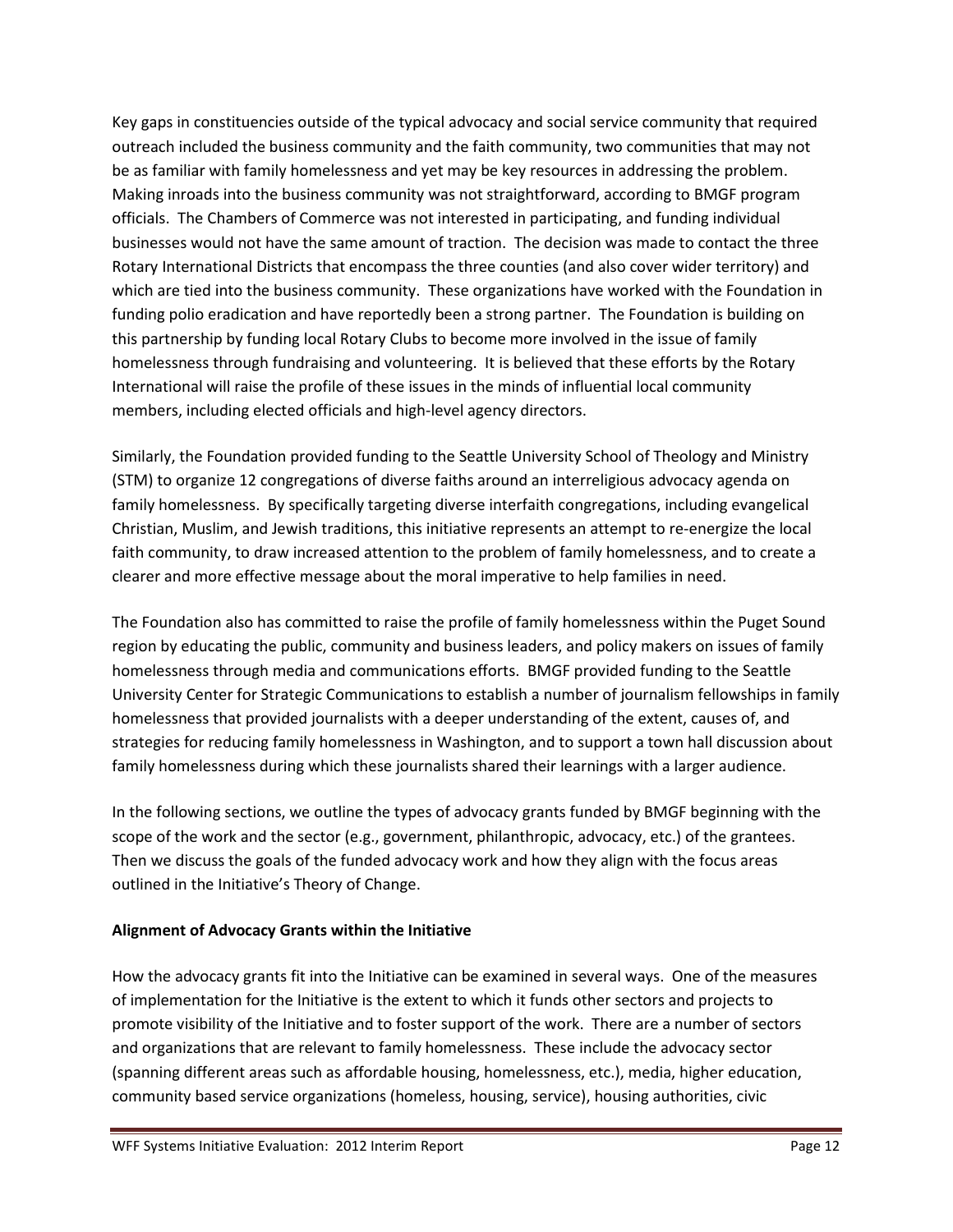Key gaps in constituencies outside of the typical advocacy and social service community that required outreach included the business community and the faith community, two communities that may not be as familiar with family homelessness and yet may be key resources in addressing the problem. Making inroads into the business community was not straightforward, according to BMGF program officials. The Chambers of Commerce was not interested in participating, and funding individual businesses would not have the same amount of traction. The decision was made to contact the three Rotary International Districts that encompass the three counties (and also cover wider territory) and which are tied into the business community. These organizations have worked with the Foundation in funding polio eradication and have reportedly been a strong partner. The Foundation is building on this partnership by funding local Rotary Clubs to become more involved in the issue of family homelessness through fundraising and volunteering. It is believed that these efforts by the Rotary International will raise the profile of these issues in the minds of influential local community members, including elected officials and high-level agency directors.

Similarly, the Foundation provided funding to the Seattle University School of Theology and Ministry (STM) to organize 12 congregations of diverse faiths around an interreligious advocacy agenda on family homelessness. By specifically targeting diverse interfaith congregations, including evangelical Christian, Muslim, and Jewish traditions, this initiative represents an attempt to re-energize the local faith community, to draw increased attention to the problem of family homelessness, and to create a clearer and more effective message about the moral imperative to help families in need.

The Foundation also has committed to raise the profile of family homelessness within the Puget Sound region by educating the public, community and business leaders, and policy makers on issues of family homelessness through media and communications efforts. BMGF provided funding to the Seattle University Center for Strategic Communications to establish a number of journalism fellowships in family homelessness that provided journalists with a deeper understanding of the extent, causes of, and strategies for reducing family homelessness in Washington, and to support a town hall discussion about family homelessness during which these journalists shared their learnings with a larger audience.

In the following sections, we outline the types of advocacy grants funded by BMGF beginning with the scope of the work and the sector (e.g., government, philanthropic, advocacy, etc.) of the grantees. Then we discuss the goals of the funded advocacy work and how they align with the focus areas outlined in the Initiative's Theory of Change.

**Alignment of Advocacy Grants within the Initiative**

How the advocacy grants fit into the Initiative can be examined in several ways. One of the measures of implementation for the Initiative is the extent to which it funds other sectors and projects to promote visibility of the Initiative and to foster support of the work. There are a number of sectors and organizations that are relevant to family homelessness. These include the advocacy sector (spanning different areas such as affordable housing, homelessness, etc.), media, higher education, community based service organizations (homeless, housing, service), housing authorities, civic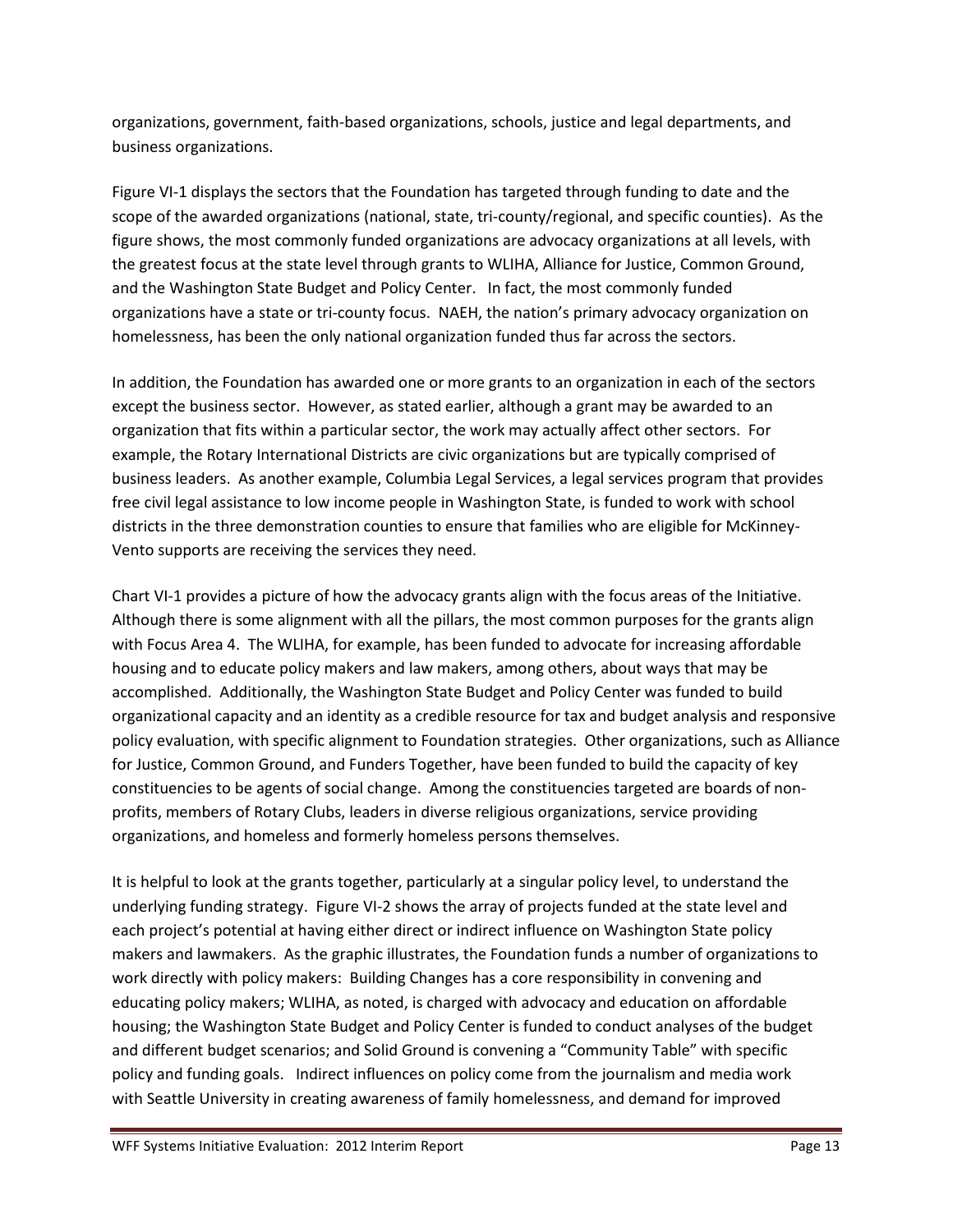organizations, government, faith-based organizations, schools, justice and legal departments, and business organizations.

Figure VI-1 displays the sectors that the Foundation has targeted through funding to date and the scope of the awarded organizations (national, state, tri-county/regional, and specific counties). As the figure shows, the most commonly funded organizations are advocacy organizations at all levels, with the greatest focus at the state level through grants to WLIHA, Alliance for Justice, Common Ground, and the Washington State Budget and Policy Center. In fact, the most commonly funded organizations have a state or tri-county focus. NAEH, the nation's primary advocacy organization on homelessness, has been the only national organization funded thus far across the sectors.

In addition, the Foundation has awarded one or more grants to an organization in each of the sectors except the business sector. However, as stated earlier, although a grant may be awarded to an organization that fits within a particular sector, the work may actually affect other sectors. For example, the Rotary International Districts are civic organizations but are typically comprised of business leaders. As another example, Columbia Legal Services, a legal services program that provides free civil legal assistance to low income people in Washington State, is funded to work with school districts in the three demonstration counties to ensure that families who are eligible for McKinney-Vento supports are receiving the services they need.

Chart VI-1 provides a picture of how the advocacy grants align with the focus areas of the Initiative. Although there is some alignment with all the pillars, the most common purposes for the grants align with Focus Area 4. The WLIHA, for example, has been funded to advocate for increasing affordable housing and to educate policy makers and law makers, among others, about ways that may be accomplished. Additionally, the Washington State Budget and Policy Center was funded to build organizational capacity and an identity as a credible resource for tax and budget analysis and responsive policy evaluation, with specific alignment to Foundation strategies. Other organizations, such as Alliance for Justice, Common Ground, and Funders Together, have been funded to build the capacity of key constituencies to be agents of social change. Among the constituencies targeted are boards of non-profits, members of Rotary Clubs, leaders in diverse religious organizations, service providing organizations, and homeless and formerly homeless persons themselves.

It is helpful to look at the grants together, particularly at a singular policy level, to understand the underlying funding strategy. Figure VI-2 shows the array of projects funded at the state level and each project's potential at having either direct or indirect influence on Washington State policy makers and lawmakers. As the graphic illustrates, the Foundation funds a number of organizations to work directly with policy makers: Building Changes has a core responsibility in convening and educating policy makers; WLIHA, as noted, is charged with advocacy and education on affordable housing; the Washington State Budget and Policy Center is funded to conduct analyses of the budget and different budget scenarios; and Solid Ground is convening a "Community Table" with specific policy and funding goals. Indirect influences on policy come from the journalism and media work with Seattle University in creating awareness of family homelessness, and demand for improved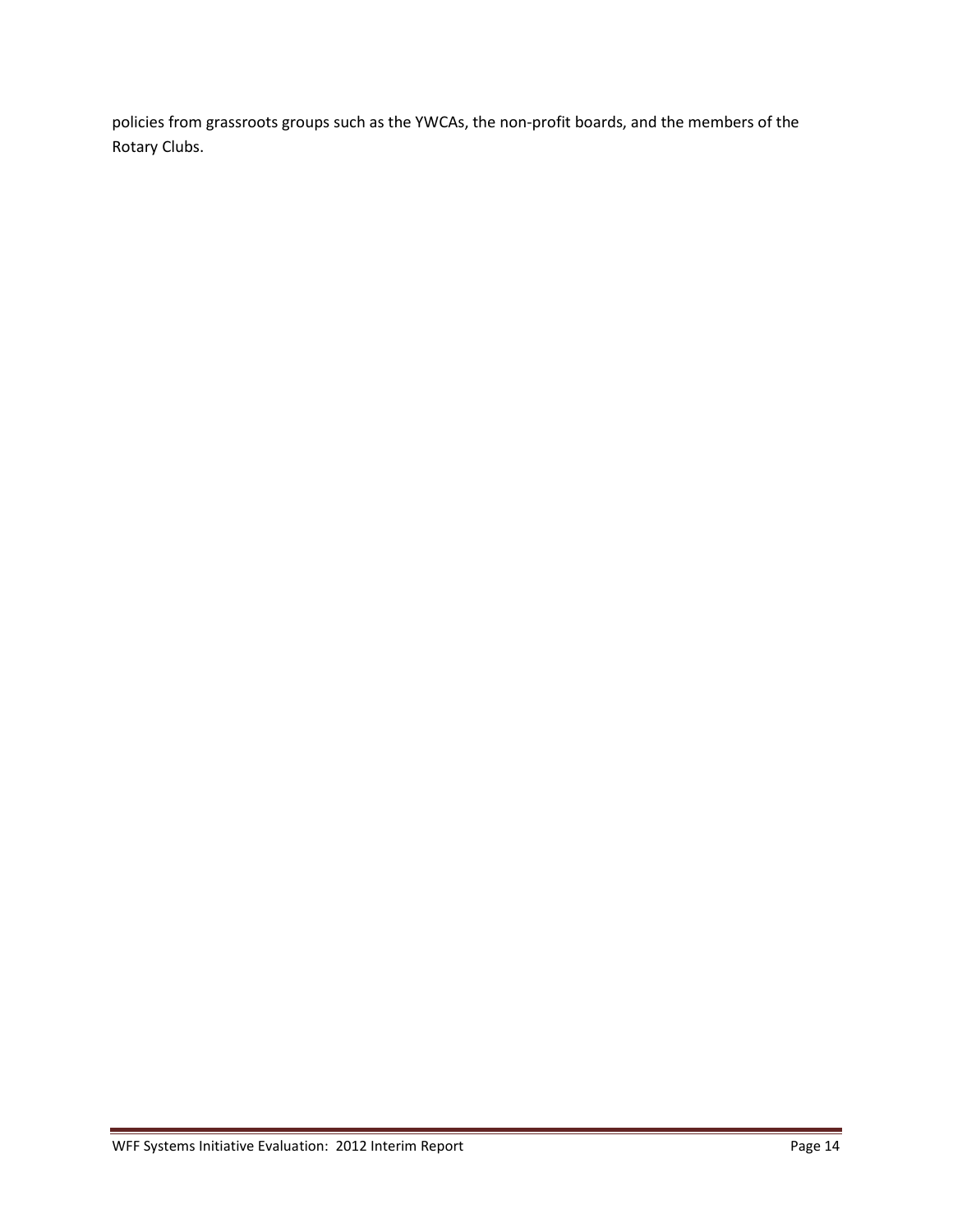policies from grassroots groups such as the YWCAs, the non-profit boards, and the members of the Rotary Clubs.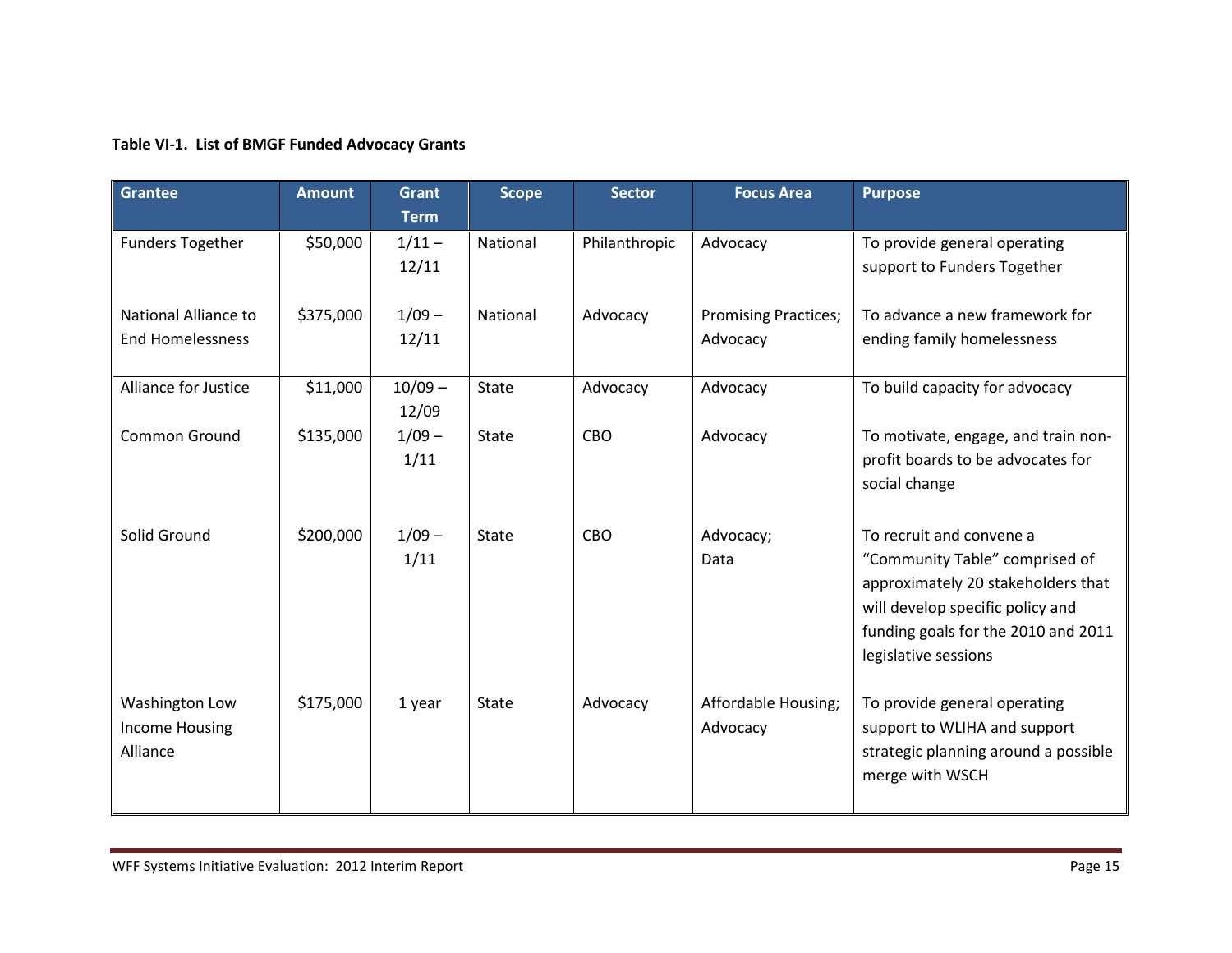**Table VI-1. List of BMGF Funded Advocacy Grants**

| Grantee | Amount | Grant Term | Scope | Sector | Focus Area | Purpose |
|---|---|---|---|---|---|---|
| Funders Together | $50,000 | 1/11 – 12/11 | National | Philanthropic | Advocacy | To provide general operating support to Funders Together |
| National Alliance to End Homelessness | $375,000 | 1/09 – 12/11 | National | Advocacy | Promising Practices; Advocacy | To advance a new framework for ending family homelessness |
| Alliance for Justice | $11,000 | 10/09 – 12/09 | State | Advocacy | Advocacy | To build capacity for advocacy |
| Common Ground | $135,000 | 1/09 – 1/11 | State | CBO | Advocacy | To motivate, engage, and train non-profit boards to be advocates for social change |
| Solid Ground | $200,000 | 1/09 – 1/11 | State | CBO | Advocacy; Data | To recruit and convene a "Community Table" comprised of approximately 20 stakeholders that will develop specific policy and funding goals for the 2010 and 2011 legislative sessions |
| Washington Low Income Housing Alliance | $175,000 | 1 year | State | Advocacy | Affordable Housing; Advocacy | To provide general operating support to WLIHA and support strategic planning around a possible merge with WSCH |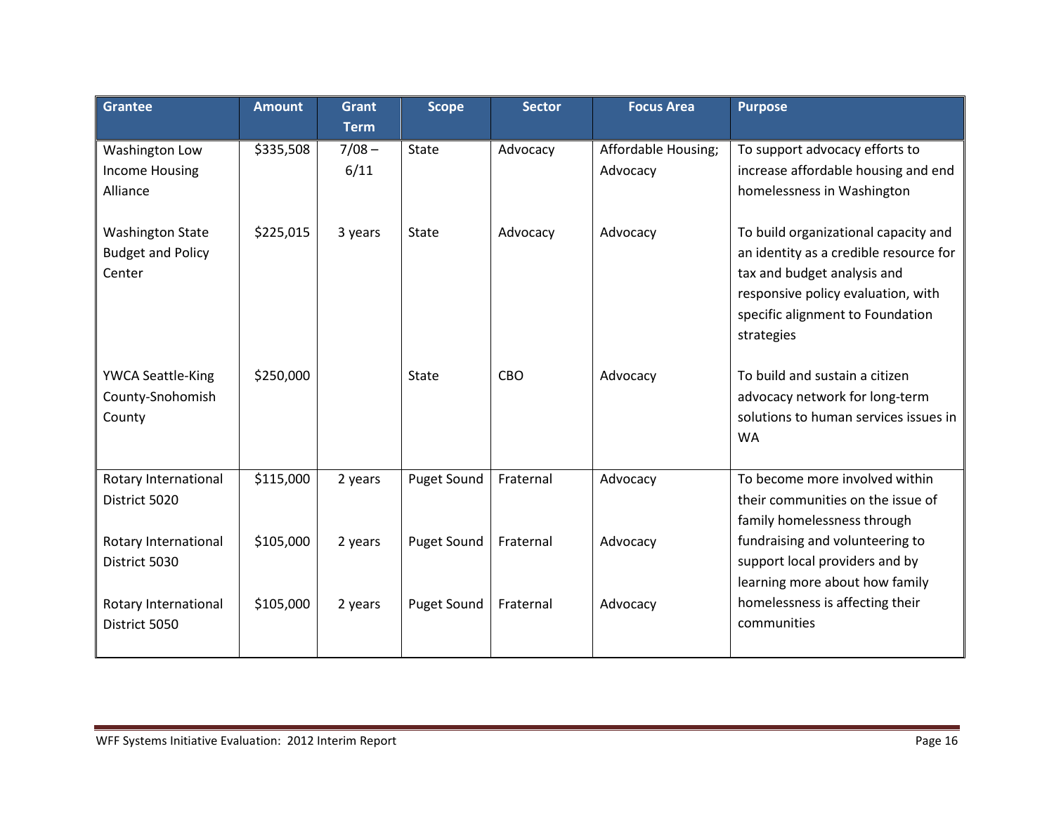| Grantee | Amount | Grant Term | Scope | Sector | Focus Area | Purpose |
|---|---|---|---|---|---|---|
| Washington Low Income Housing Alliance | $335,508 | 7/08 – 6/11 | State | Advocacy | Affordable Housing; Advocacy | To support advocacy efforts to increase affordable housing and end homelessness in Washington |
| Washington State Budget and Policy Center | $225,015 | 3 years | State | Advocacy | Advocacy | To build organizational capacity and an identity as a credible resource for tax and budget analysis and responsive policy evaluation, with specific alignment to Foundation strategies |
| YWCA Seattle-King County-Snohomish County | $250,000 | | State | CBO | Advocacy | To build and sustain a citizen advocacy network for long-term solutions to human services issues in WA |
| Rotary International District 5020 | $115,000 | 2 years | Puget Sound | Fraternal | Advocacy | To become more involved within their communities on the issue of family homelessness through fundraising and volunteering to support local providers and by learning more about how family homelessness is affecting their communities |
| Rotary International District 5030 | $105,000 | 2 years | Puget Sound | Fraternal | Advocacy | |
| Rotary International District 5050 | $105,000 | 2 years | Puget Sound | Fraternal | Advocacy | |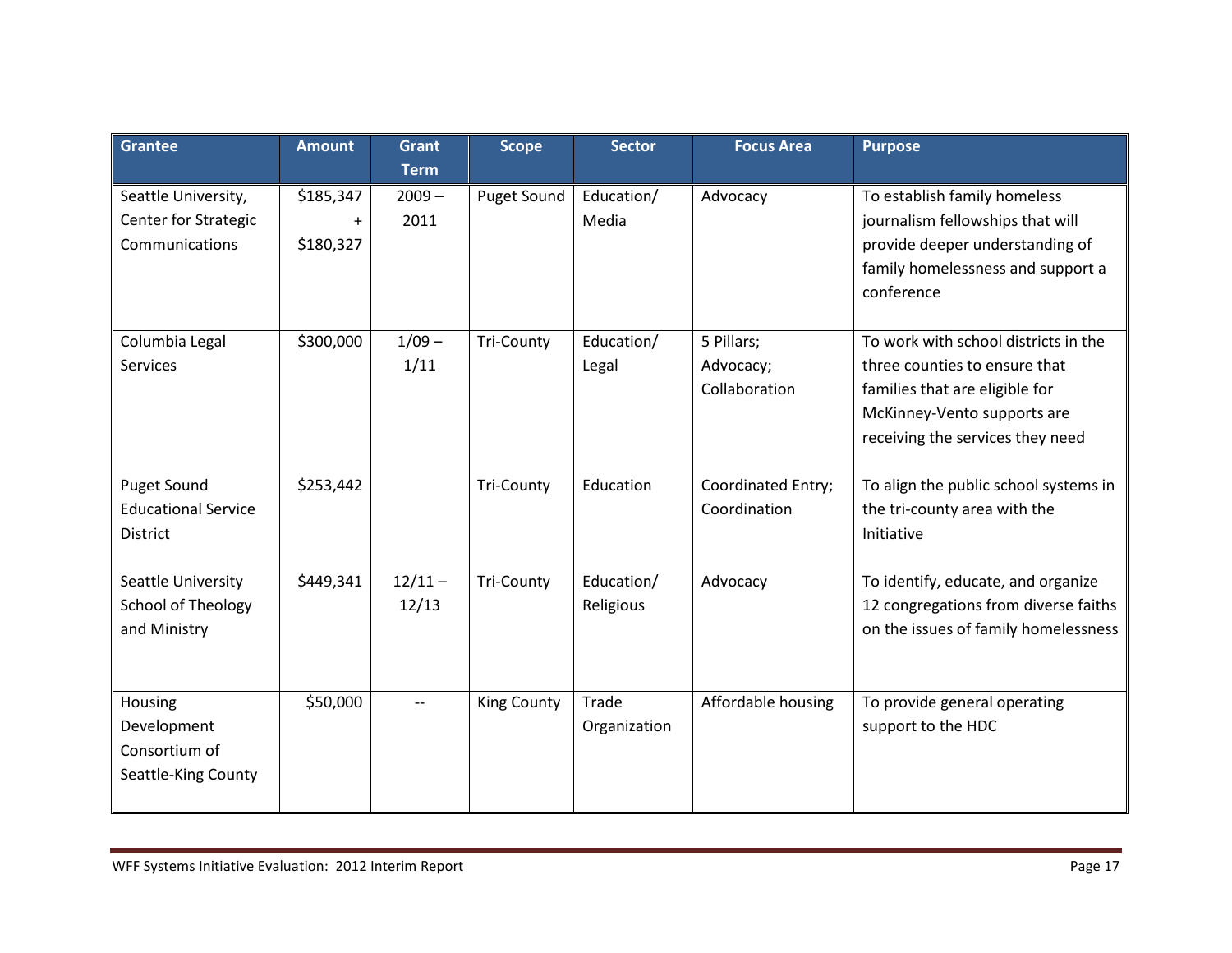| Grantee | Amount | Grant Term | Scope | Sector | Focus Area | Purpose |
|---|---|---|---|---|---|---|
| Seattle University, Center for Strategic Communications | $185,347 + $180,327 | 2009 – 2011 | Puget Sound | Education/ Media | Advocacy | To establish family homeless journalism fellowships that will provide deeper understanding of family homelessness and support a conference |
| Columbia Legal Services | $300,000 | 1/09 – 1/11 | Tri-County | Education/ Legal | 5 Pillars; Advocacy; Collaboration | To work with school districts in the three counties to ensure that families that are eligible for McKinney-Vento supports are receiving the services they need |
| Puget Sound Educational Service District | $253,442 | | Tri-County | Education | Coordinated Entry; Coordination | To align the public school systems in the tri-county area with the Initiative |
| Seattle University School of Theology and Ministry | $449,341 | 12/11 – 12/13 | Tri-County | Education/ Religious | Advocacy | To identify, educate, and organize 12 congregations from diverse faiths on the issues of family homelessness |
| Housing Development Consortium of Seattle-King County | $50,000 | -- | King County | Trade Organization | Affordable housing | To provide general operating support to the HDC |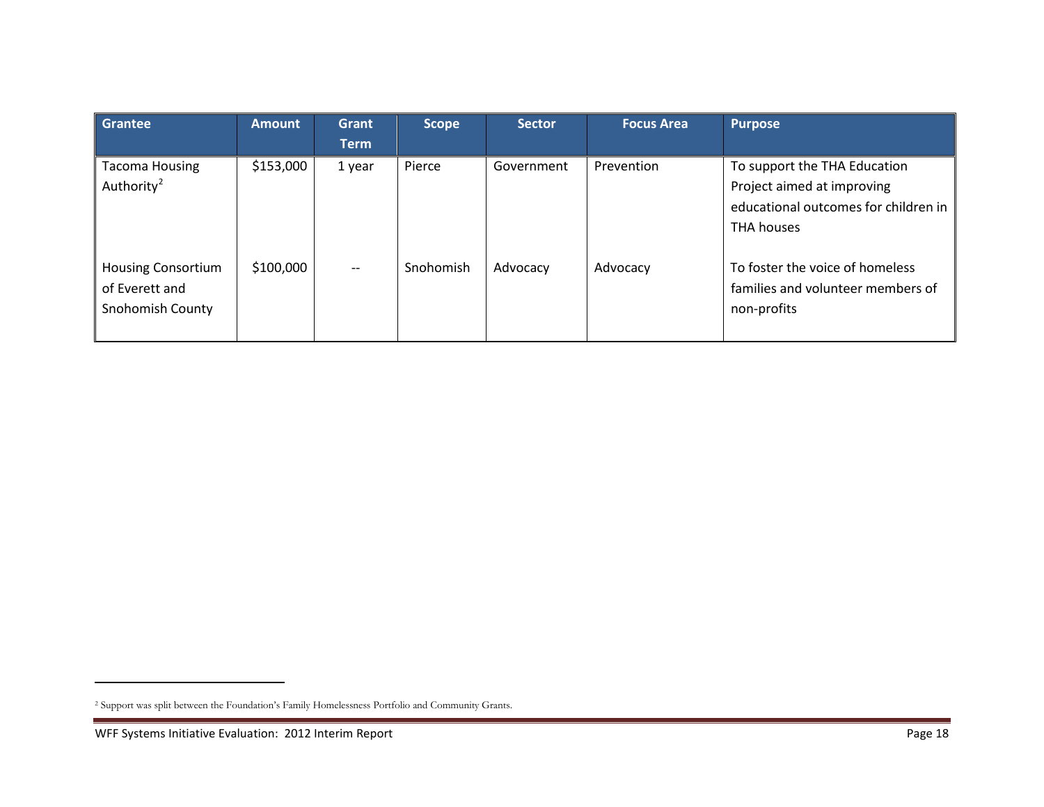| Grantee | Amount | Grant Term | Scope | Sector | Focus Area | Purpose |
|---|---|---|---|---|---|---|
| Tacoma Housing Authority[2] | $153,000 | 1 year | Pierce | Government | Prevention | To support the THA Education Project aimed at improving educational outcomes for children in THA houses |
| Housing Consortium of Everett and Snohomish County | $100,000 | -- | Snohomish | Advocacy | Advocacy | To foster the voice of homeless families and volunteer members of non-profits |

[2] Support was split between the Foundation's Family Homelessness Portfolio and Community Grants.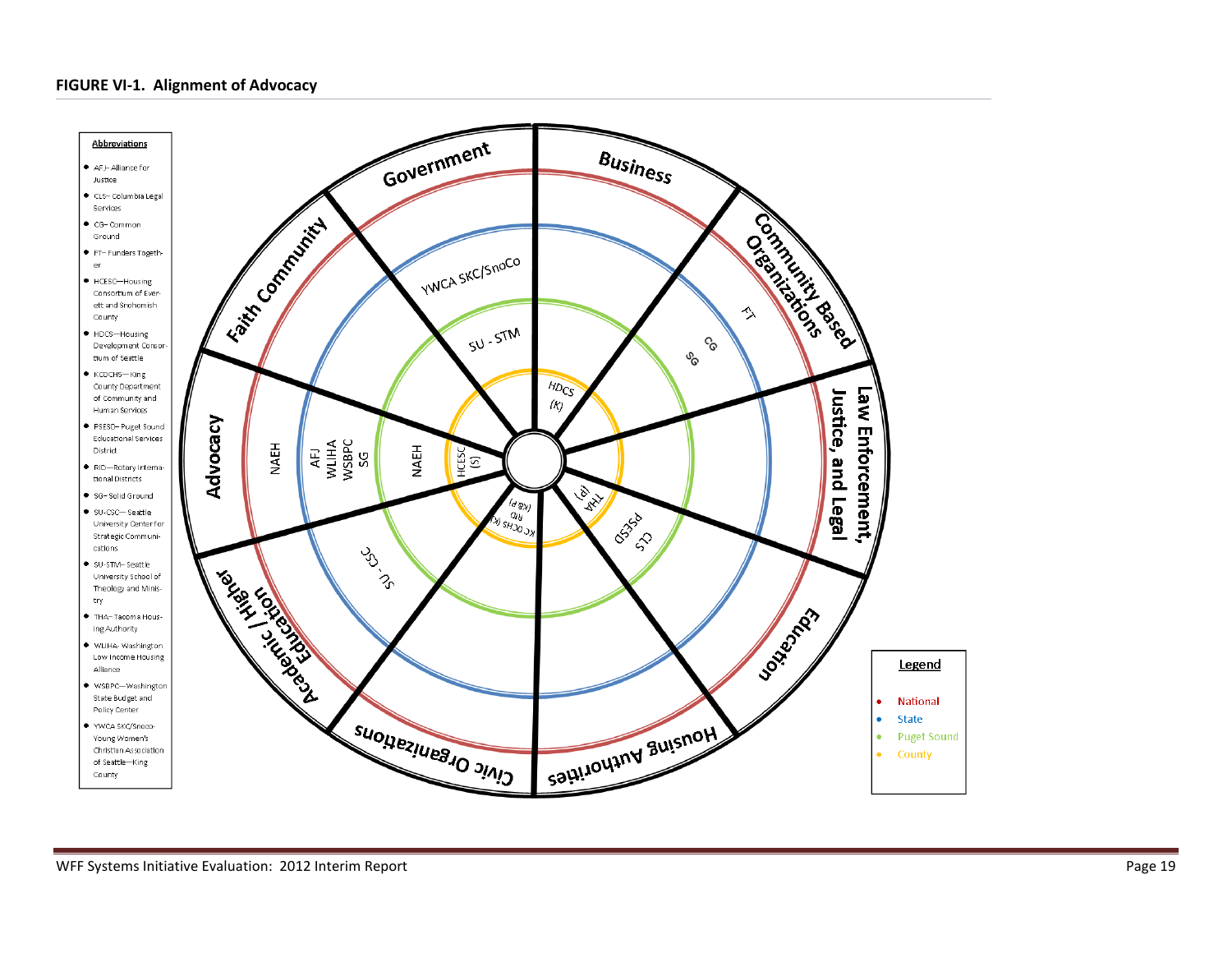**FIGURE VI-1. Alignment of Advocacy**

**Abbreviations**

- AFJ- Alliance for Justice
- CLS- Columbia Legal Services
- CG- Common Ground
- FT- Funders Together
- HCESC—Housing Consortium of Everett and Snohomish County
- HDCS—Housing Development Consortium of Seattle
- KCDCHS—King County Department of Community and Human Services
- PSESD- Puget Sound Educational Services District
- RID—Rotary International Districts
- SG- Solid Ground
- SU-CSC- Seattle University Center for Strategic Communications
- SU-STM- Seattle University School of Theology and Ministry
- THA- Tacoma Housing Authority
- WLIHA- Washington Low Income Housing Alliance
- WSBPC—Washington State Budget and Policy Center
- YWCA SKC/Snoco- Young Women's Christian Association of Seattle—King County

| Sector | National | State | Puget Sound | County |
|---|---|---|---|---|
| Government | | YWCA SKC/SnoCo | SU - STM | |
| Business | | | | HDCS (K) |
| Community Based Organizations | FT | CG, SG | | |
| Law Enforcement, Justice, and Legal | | | | |
| Education | | CLS | PSESD | THA (P) |
| Housing Authorities | | | | |
| Civic Organizations | | | | KC DCHS (K), RID (K&P) |
| Academic / Higher Education | | SU - CSC | | |
| Advocacy | NAEH | AFJ, WLIHA, WSBPC, SG | NAEH | HCESC (S) |
| Faith Community | | | | |

**Legend**

- National
- State
- Puget Sound
- County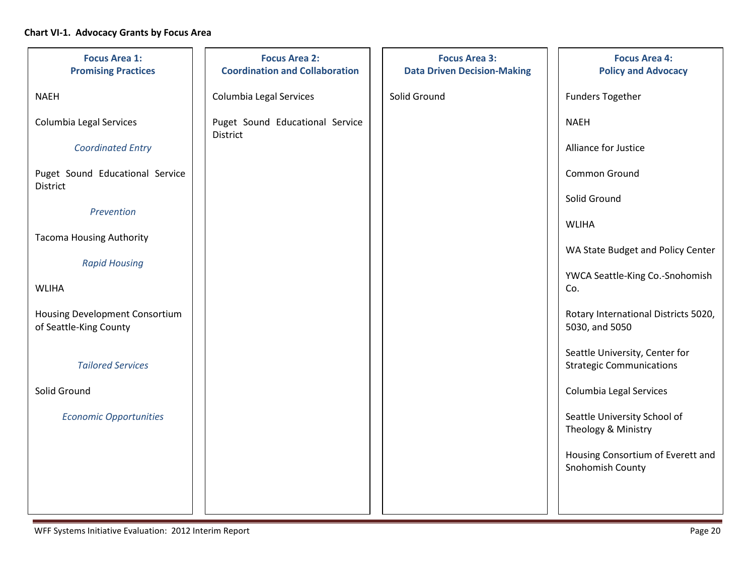**Chart VI-1. Advocacy Grants by Focus Area**

| Focus Area 1: Promising Practices | Focus Area 2: Coordination and Collaboration | Focus Area 3: Data Driven Decision-Making | Focus Area 4: Policy and Advocacy |
|---|---|---|---|
| NAEH | Columbia Legal Services | Solid Ground | Funders Together |
| Columbia Legal Services | Puget Sound Educational Service District | | NAEH |
| *Coordinated Entry* | | | Alliance for Justice |
| Puget Sound Educational Service District | | | Common Ground |
| *Prevention* | | | Solid Ground |
| Tacoma Housing Authority | | | WLIHA |
| *Rapid Housing* | | | WA State Budget and Policy Center |
| WLIHA | | | YWCA Seattle-King Co.-Snohomish Co. |
| Housing Development Consortium of Seattle-King County | | | Rotary International Districts 5020, 5030, and 5050 |
| *Tailored Services* | | | Seattle University, Center for Strategic Communications |
| Solid Ground | | | Columbia Legal Services |
| *Economic Opportunities* | | | Seattle University School of Theology & Ministry |
| | | | Housing Consortium of Everett and Snohomish County |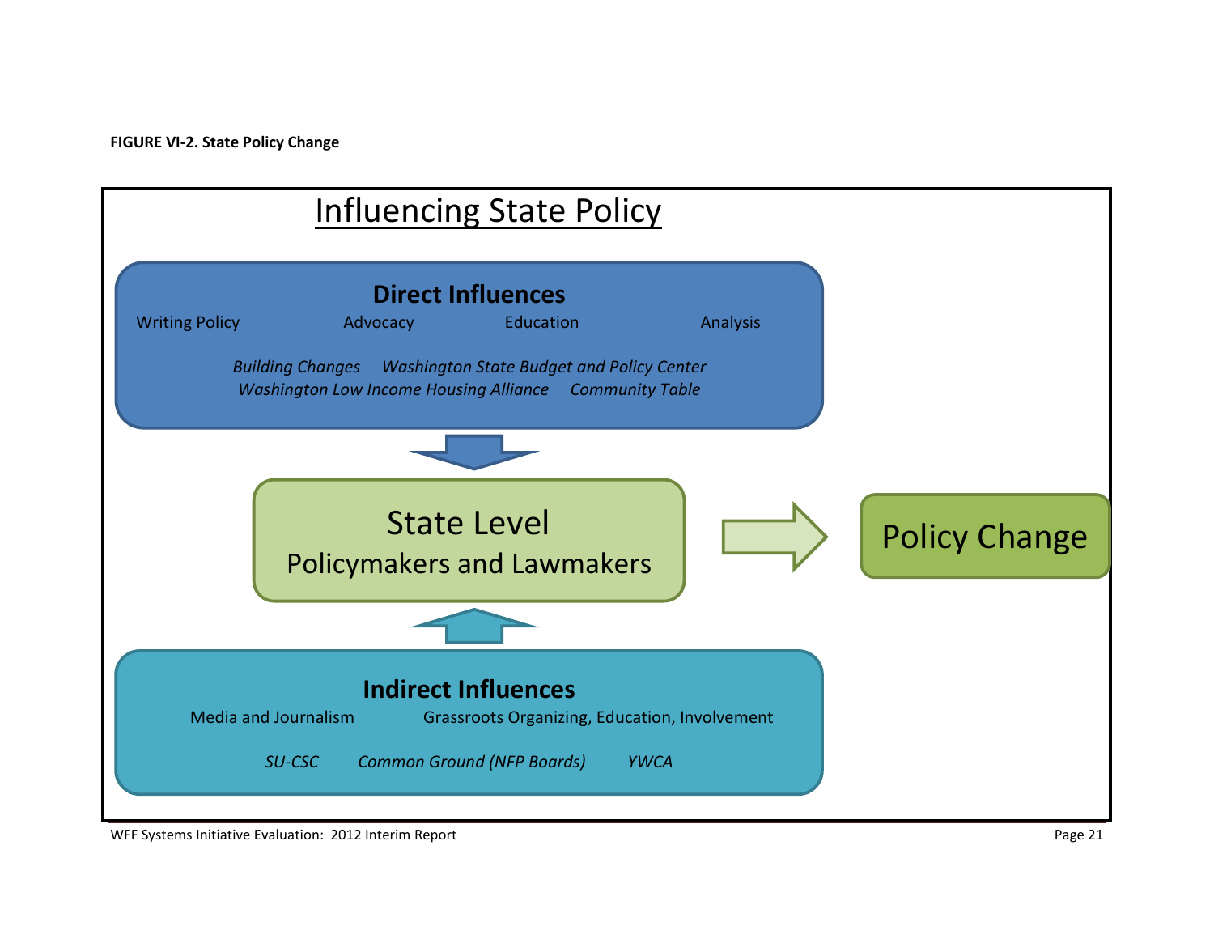**FIGURE VI-2. State Policy Change**

## Influencing State Policy

### Direct Influences

Writing Policy | Advocacy | Education | Analysis

*Building Changes* | *Washington State Budget and Policy Center* | *Washington Low Income Housing Alliance* | *Community Table*

↓

### State Level
### Policymakers and Lawmakers

→ **Policy Change**

↑

### Indirect Influences

Media and Journalism | Grassroots Organizing, Education, Involvement

*SU-CSC* | *Common Ground (NFP Boards)* | *YWCA*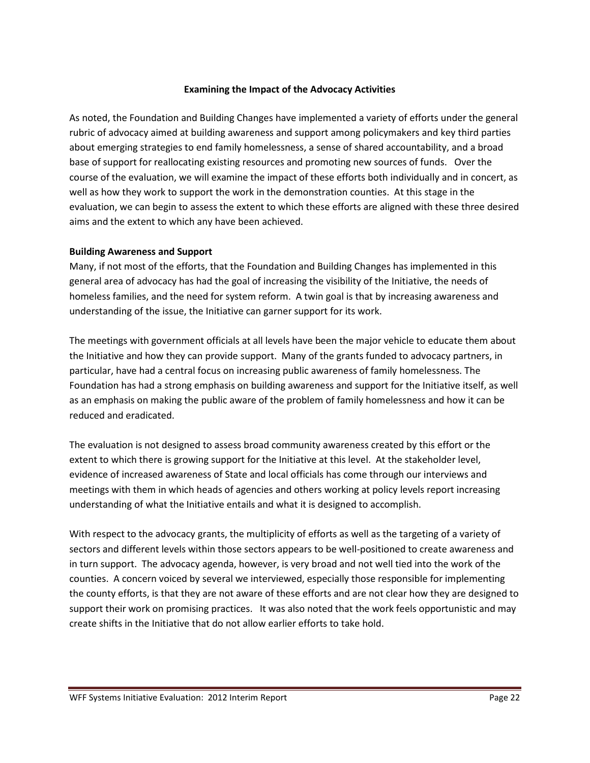### Examining the Impact of the Advocacy Activities

As noted, the Foundation and Building Changes have implemented a variety of efforts under the general rubric of advocacy aimed at building awareness and support among policymakers and key third parties about emerging strategies to end family homelessness, a sense of shared accountability, and a broad base of support for reallocating existing resources and promoting new sources of funds. Over the course of the evaluation, we will examine the impact of these efforts both individually and in concert, as well as how they work to support the work in the demonstration counties. At this stage in the evaluation, we can begin to assess the extent to which these efforts are aligned with these three desired aims and the extent to which any have been achieved.

**Building Awareness and Support**

Many, if not most of the efforts, that the Foundation and Building Changes has implemented in this general area of advocacy has had the goal of increasing the visibility of the Initiative, the needs of homeless families, and the need for system reform. A twin goal is that by increasing awareness and understanding of the issue, the Initiative can garner support for its work.

The meetings with government officials at all levels have been the major vehicle to educate them about the Initiative and how they can provide support. Many of the grants funded to advocacy partners, in particular, have had a central focus on increasing public awareness of family homelessness. The Foundation has had a strong emphasis on building awareness and support for the Initiative itself, as well as an emphasis on making the public aware of the problem of family homelessness and how it can be reduced and eradicated.

The evaluation is not designed to assess broad community awareness created by this effort or the extent to which there is growing support for the Initiative at this level. At the stakeholder level, evidence of increased awareness of State and local officials has come through our interviews and meetings with them in which heads of agencies and others working at policy levels report increasing understanding of what the Initiative entails and what it is designed to accomplish.

With respect to the advocacy grants, the multiplicity of efforts as well as the targeting of a variety of sectors and different levels within those sectors appears to be well-positioned to create awareness and in turn support. The advocacy agenda, however, is very broad and not well tied into the work of the counties. A concern voiced by several we interviewed, especially those responsible for implementing the county efforts, is that they are not aware of these efforts and are not clear how they are designed to support their work on promising practices. It was also noted that the work feels opportunistic and may create shifts in the Initiative that do not allow earlier efforts to take hold.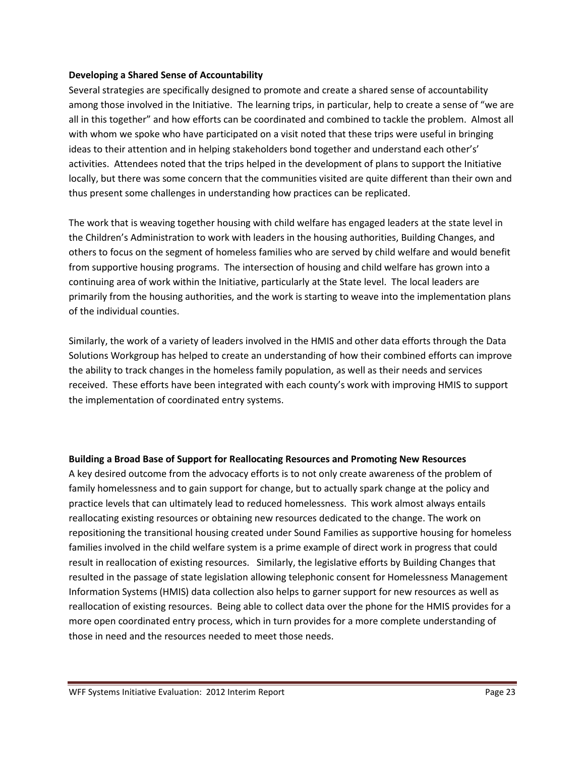**Developing a Shared Sense of Accountability**

Several strategies are specifically designed to promote and create a shared sense of accountability among those involved in the Initiative. The learning trips, in particular, help to create a sense of "we are all in this together" and how efforts can be coordinated and combined to tackle the problem. Almost all with whom we spoke who have participated on a visit noted that these trips were useful in bringing ideas to their attention and in helping stakeholders bond together and understand each other's' activities. Attendees noted that the trips helped in the development of plans to support the Initiative locally, but there was some concern that the communities visited are quite different than their own and thus present some challenges in understanding how practices can be replicated.

The work that is weaving together housing with child welfare has engaged leaders at the state level in the Children's Administration to work with leaders in the housing authorities, Building Changes, and others to focus on the segment of homeless families who are served by child welfare and would benefit from supportive housing programs. The intersection of housing and child welfare has grown into a continuing area of work within the Initiative, particularly at the State level. The local leaders are primarily from the housing authorities, and the work is starting to weave into the implementation plans of the individual counties.

Similarly, the work of a variety of leaders involved in the HMIS and other data efforts through the Data Solutions Workgroup has helped to create an understanding of how their combined efforts can improve the ability to track changes in the homeless family population, as well as their needs and services received. These efforts have been integrated with each county's work with improving HMIS to support the implementation of coordinated entry systems.

**Building a Broad Base of Support for Reallocating Resources and Promoting New Resources**

A key desired outcome from the advocacy efforts is to not only create awareness of the problem of family homelessness and to gain support for change, but to actually spark change at the policy and practice levels that can ultimately lead to reduced homelessness. This work almost always entails reallocating existing resources or obtaining new resources dedicated to the change. The work on repositioning the transitional housing created under Sound Families as supportive housing for homeless families involved in the child welfare system is a prime example of direct work in progress that could result in reallocation of existing resources. Similarly, the legislative efforts by Building Changes that resulted in the passage of state legislation allowing telephonic consent for Homelessness Management Information Systems (HMIS) data collection also helps to garner support for new resources as well as reallocation of existing resources. Being able to collect data over the phone for the HMIS provides for a more open coordinated entry process, which in turn provides for a more complete understanding of those in need and the resources needed to meet those needs.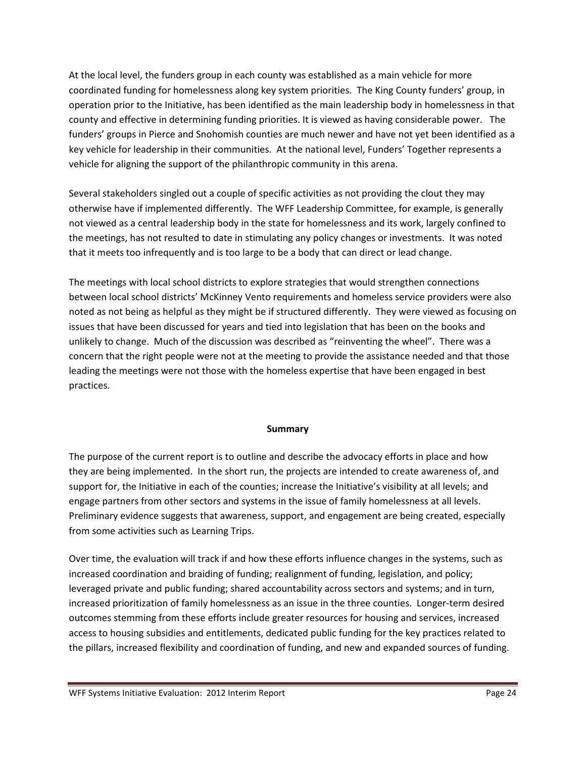At the local level, the funders group in each county was established as a main vehicle for more coordinated funding for homelessness along key system priorities. The King County funders' group, in operation prior to the Initiative, has been identified as the main leadership body in homelessness in that county and effective in determining funding priorities. It is viewed as having considerable power. The funders' groups in Pierce and Snohomish counties are much newer and have not yet been identified as a key vehicle for leadership in their communities. At the national level, Funders' Together represents a vehicle for aligning the support of the philanthropic community in this arena.

Several stakeholders singled out a couple of specific activities as not providing the clout they may otherwise have if implemented differently. The WFF Leadership Committee, for example, is generally not viewed as a central leadership body in the state for homelessness and its work, largely confined to the meetings, has not resulted to date in stimulating any policy changes or investments. It was noted that it meets too infrequently and is too large to be a body that can direct or lead change.

The meetings with local school districts to explore strategies that would strengthen connections between local school districts' McKinney Vento requirements and homeless service providers were also noted as not being as helpful as they might be if structured differently. They were viewed as focusing on issues that have been discussed for years and tied into legislation that has been on the books and unlikely to change. Much of the discussion was described as "reinventing the wheel". There was a concern that the right people were not at the meeting to provide the assistance needed and that those leading the meetings were not those with the homeless expertise that have been engaged in best practices.

**Summary**

The purpose of the current report is to outline and describe the advocacy efforts in place and how they are being implemented. In the short run, the projects are intended to create awareness of, and support for, the Initiative in each of the counties; increase the Initiative's visibility at all levels; and engage partners from other sectors and systems in the issue of family homelessness at all levels. Preliminary evidence suggests that awareness, support, and engagement are being created, especially from some activities such as Learning Trips.

Over time, the evaluation will track if and how these efforts influence changes in the systems, such as increased coordination and braiding of funding; realignment of funding, legislation, and policy; leveraged private and public funding; shared accountability across sectors and systems; and in turn, increased prioritization of family homelessness as an issue in the three counties. Longer-term desired outcomes stemming from these efforts include greater resources for housing and services, increased access to housing subsidies and entitlements, dedicated public funding for the key practices related to the pillars, increased flexibility and coordination of funding, and new and expanded sources of funding.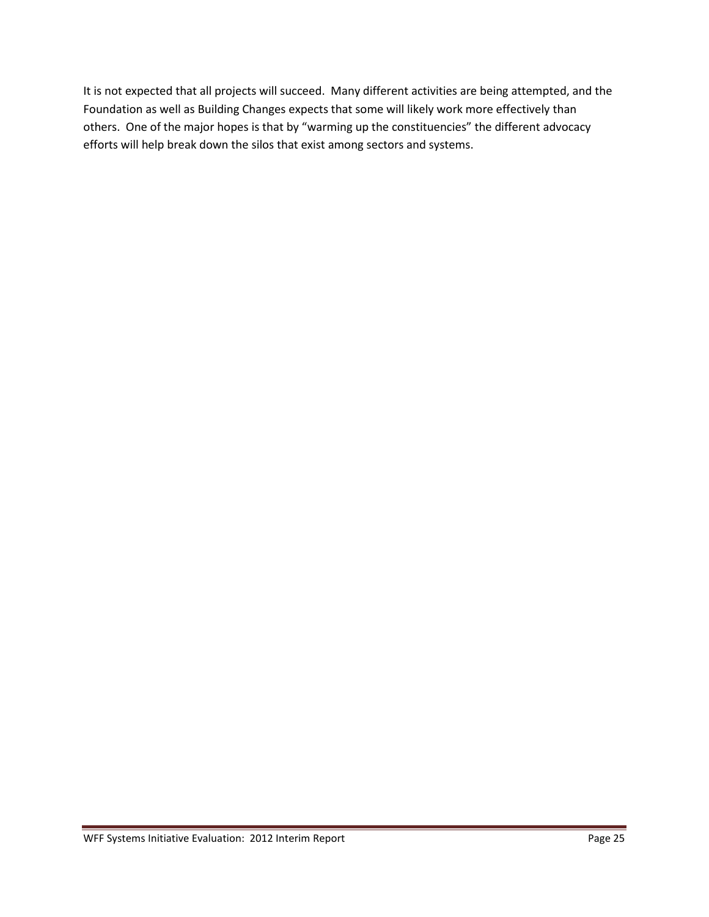It is not expected that all projects will succeed. Many different activities are being attempted, and the Foundation as well as Building Changes expects that some will likely work more effectively than others. One of the major hopes is that by "warming up the constituencies" the different advocacy efforts will help break down the silos that exist among sectors and systems.